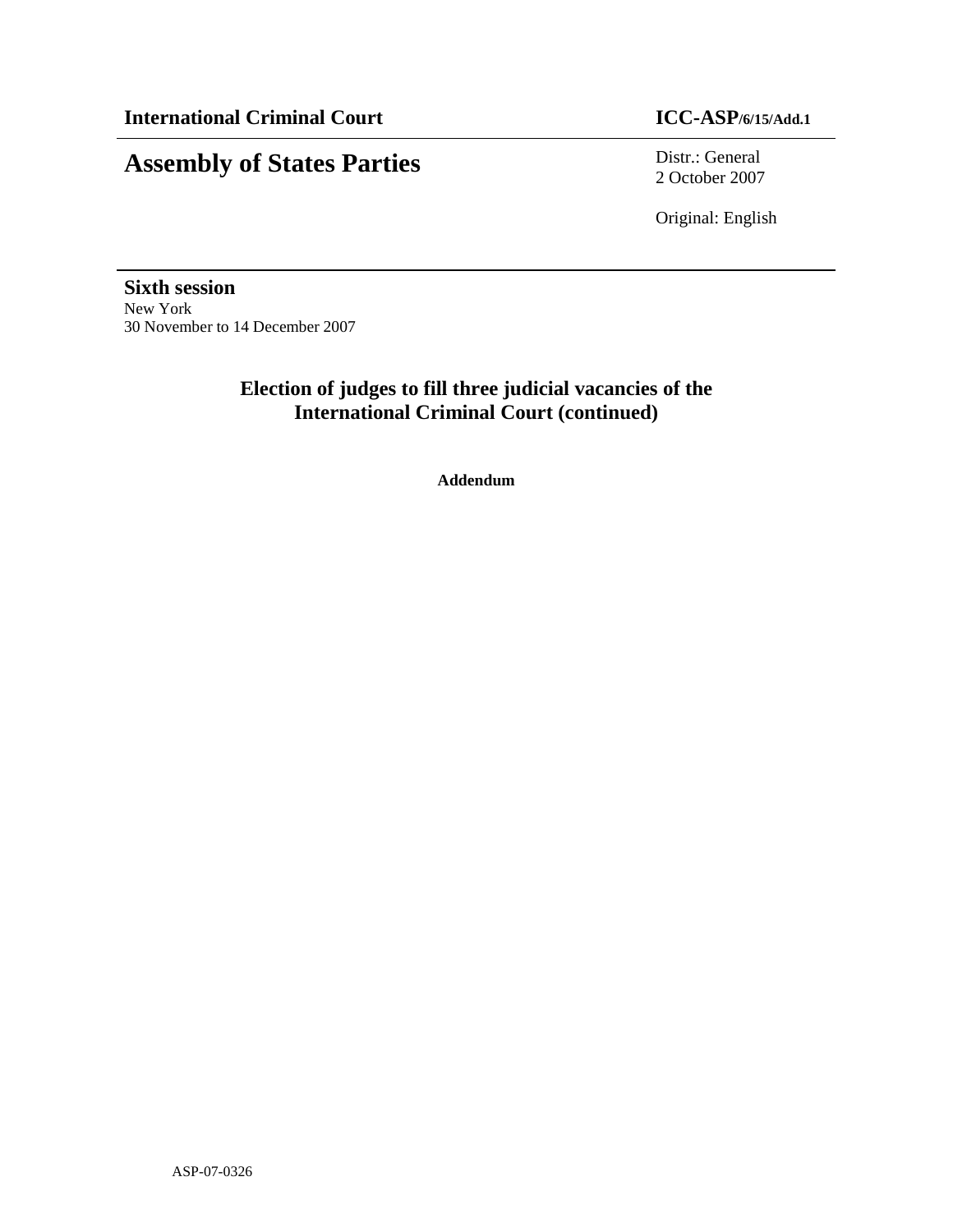**International Criminal Court** **ICC-ASP/6/15/Add.1**

# Assembly of States Parties

Distr.: General
2 October 2007

Original: English

**Sixth session**
New York
30 November to 14 December 2007

## Election of judges to fill three judicial vacancies of the International Criminal Court (continued)

**Addendum**

ASP-07-0326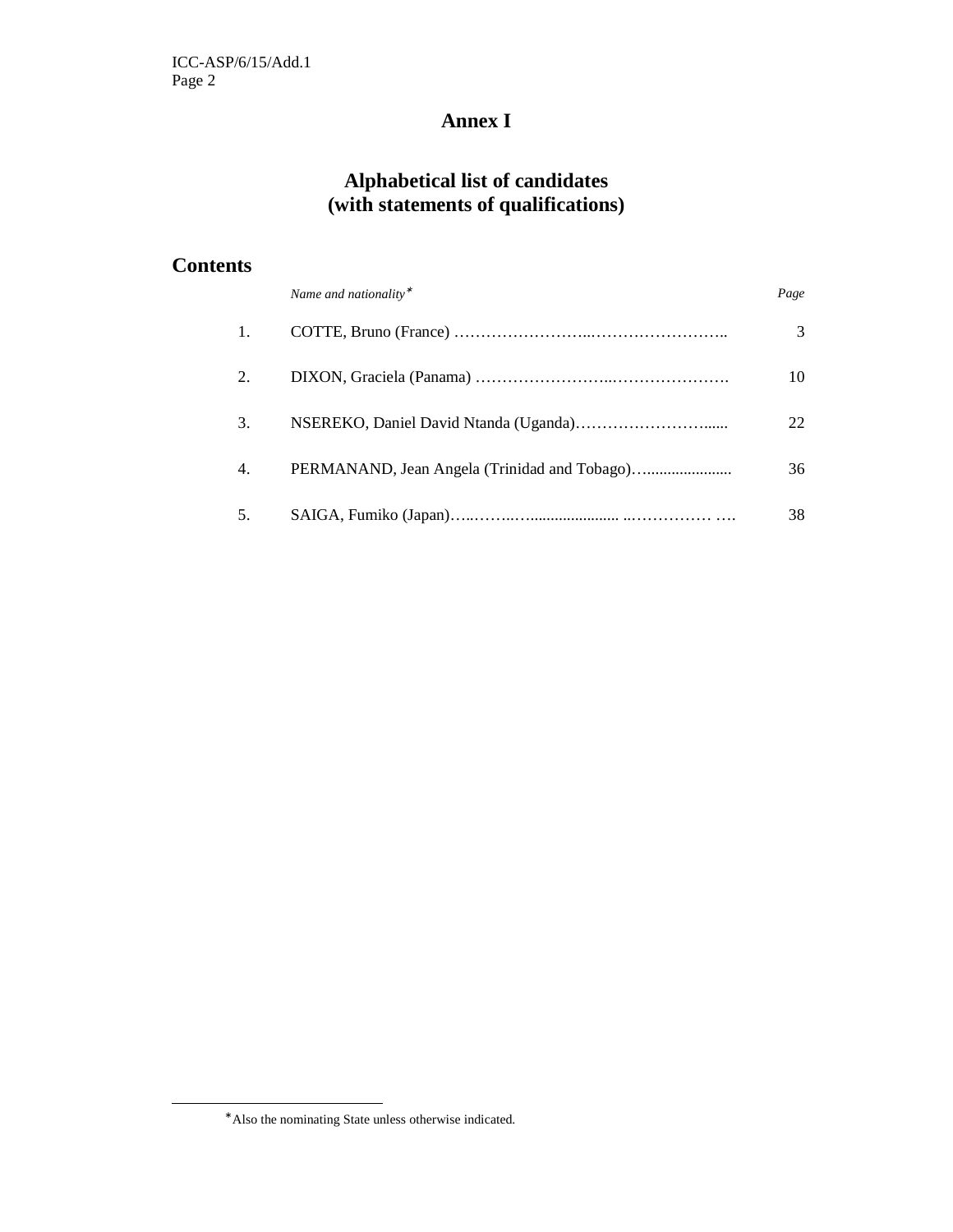# Annex I

## Alphabetical list of candidates (with statements of qualifications)

## Contents

| | *Name and nationality*[*] | *Page* |
|---|---|---|
| 1. | COTTE, Bruno (France) | 3 |
| 2. | DIXON, Graciela (Panama) | 10 |
| 3. | NSEREKO, Daniel David Ntanda (Uganda) | 22 |
| 4. | PERMANAND, Jean Angela (Trinidad and Tobago) | 36 |
| 5. | SAIGA, Fumiko (Japan) | 38 |

---

[*] Also the nominating State unless otherwise indicated.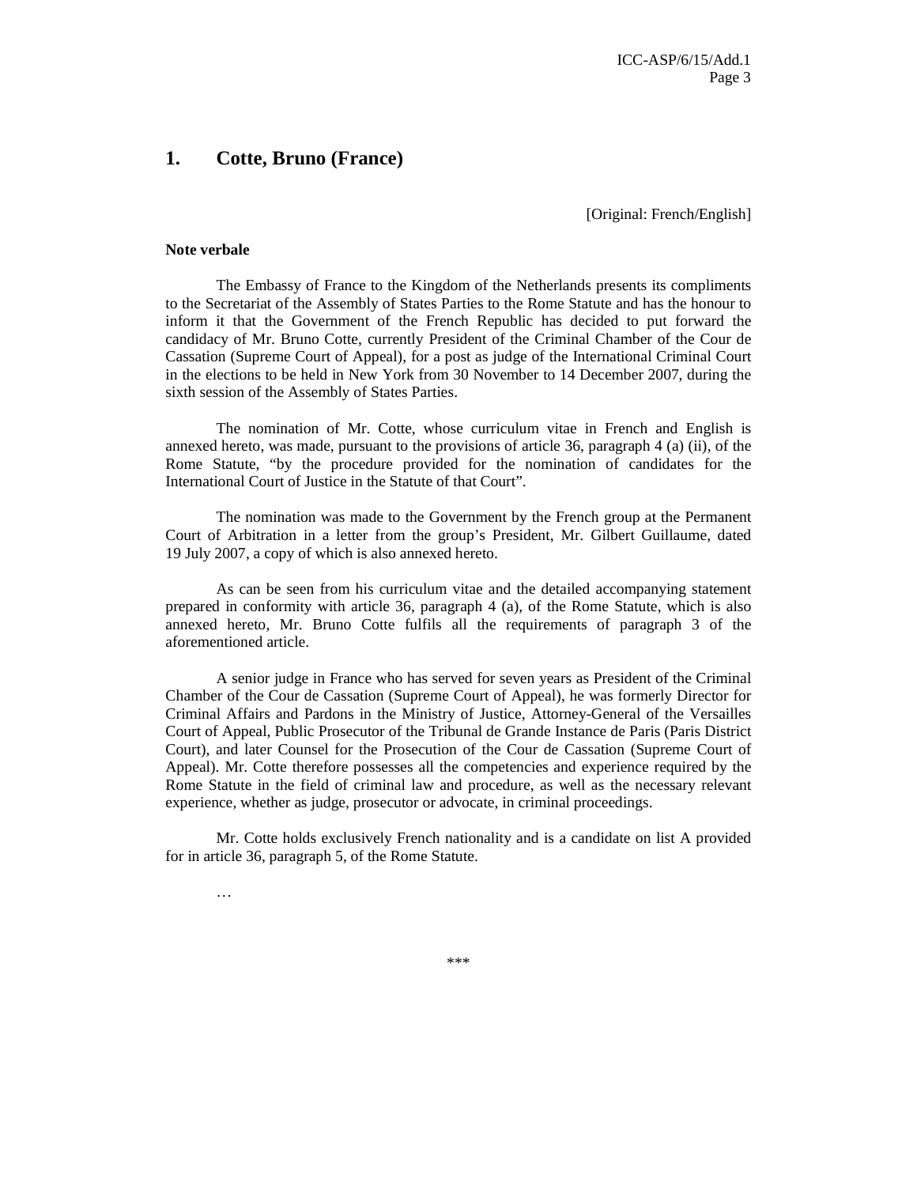## 1. Cotte, Bruno (France)

[Original: French/English]

**Note verbale**

The Embassy of France to the Kingdom of the Netherlands presents its compliments to the Secretariat of the Assembly of States Parties to the Rome Statute and has the honour to inform it that the Government of the French Republic has decided to put forward the candidacy of Mr. Bruno Cotte, currently President of the Criminal Chamber of the Cour de Cassation (Supreme Court of Appeal), for a post as judge of the International Criminal Court in the elections to be held in New York from 30 November to 14 December 2007, during the sixth session of the Assembly of States Parties.

The nomination of Mr. Cotte, whose curriculum vitae in French and English is annexed hereto, was made, pursuant to the provisions of article 36, paragraph 4 (a) (ii), of the Rome Statute, "by the procedure provided for the nomination of candidates for the International Court of Justice in the Statute of that Court".

The nomination was made to the Government by the French group at the Permanent Court of Arbitration in a letter from the group's President, Mr. Gilbert Guillaume, dated 19 July 2007, a copy of which is also annexed hereto.

As can be seen from his curriculum vitae and the detailed accompanying statement prepared in conformity with article 36, paragraph 4 (a), of the Rome Statute, which is also annexed hereto, Mr. Bruno Cotte fulfils all the requirements of paragraph 3 of the aforementioned article.

A senior judge in France who has served for seven years as President of the Criminal Chamber of the Cour de Cassation (Supreme Court of Appeal), he was formerly Director for Criminal Affairs and Pardons in the Ministry of Justice, Attorney-General of the Versailles Court of Appeal, Public Prosecutor of the Tribunal de Grande Instance de Paris (Paris District Court), and later Counsel for the Prosecution of the Cour de Cassation (Supreme Court of Appeal). Mr. Cotte therefore possesses all the competencies and experience required by the Rome Statute in the field of criminal law and procedure, as well as the necessary relevant experience, whether as judge, prosecutor or advocate, in criminal proceedings.

Mr. Cotte holds exclusively French nationality and is a candidate on list A provided for in article 36, paragraph 5, of the Rome Statute.

…

\*\*\*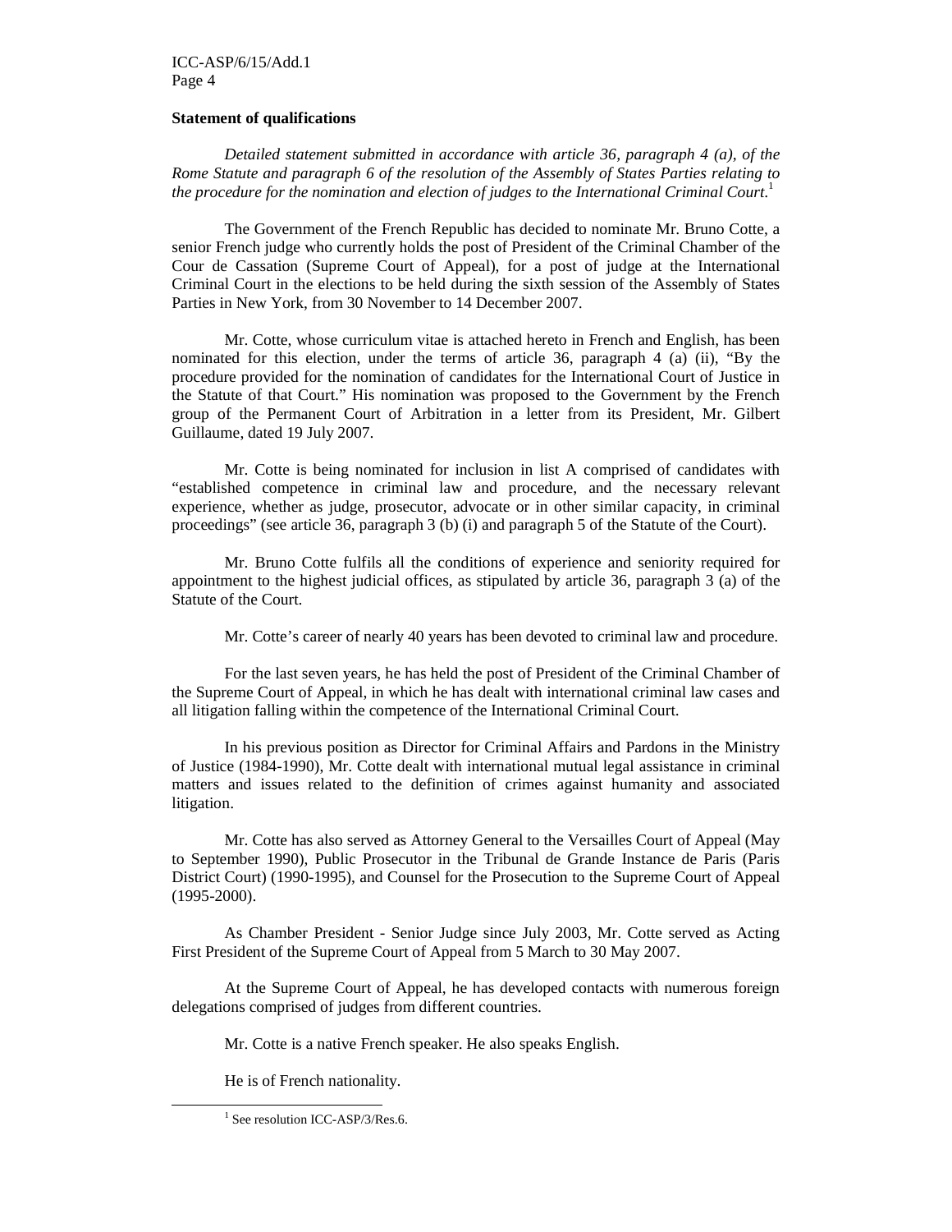**Statement of qualifications**

*Detailed statement submitted in accordance with article 36, paragraph 4 (a), of the Rome Statute and paragraph 6 of the resolution of the Assembly of States Parties relating to the procedure for the nomination and election of judges to the International Criminal Court.*[1]

The Government of the French Republic has decided to nominate Mr. Bruno Cotte, a senior French judge who currently holds the post of President of the Criminal Chamber of the Cour de Cassation (Supreme Court of Appeal), for a post of judge at the International Criminal Court in the elections to be held during the sixth session of the Assembly of States Parties in New York, from 30 November to 14 December 2007.

Mr. Cotte, whose curriculum vitae is attached hereto in French and English, has been nominated for this election, under the terms of article 36, paragraph 4 (a) (ii), "By the procedure provided for the nomination of candidates for the International Court of Justice in the Statute of that Court." His nomination was proposed to the Government by the French group of the Permanent Court of Arbitration in a letter from its President, Mr. Gilbert Guillaume, dated 19 July 2007.

Mr. Cotte is being nominated for inclusion in list A comprised of candidates with "established competence in criminal law and procedure, and the necessary relevant experience, whether as judge, prosecutor, advocate or in other similar capacity, in criminal proceedings" (see article 36, paragraph 3 (b) (i) and paragraph 5 of the Statute of the Court).

Mr. Bruno Cotte fulfils all the conditions of experience and seniority required for appointment to the highest judicial offices, as stipulated by article 36, paragraph 3 (a) of the Statute of the Court.

Mr. Cotte's career of nearly 40 years has been devoted to criminal law and procedure.

For the last seven years, he has held the post of President of the Criminal Chamber of the Supreme Court of Appeal, in which he has dealt with international criminal law cases and all litigation falling within the competence of the International Criminal Court.

In his previous position as Director for Criminal Affairs and Pardons in the Ministry of Justice (1984-1990), Mr. Cotte dealt with international mutual legal assistance in criminal matters and issues related to the definition of crimes against humanity and associated litigation.

Mr. Cotte has also served as Attorney General to the Versailles Court of Appeal (May to September 1990), Public Prosecutor in the Tribunal de Grande Instance de Paris (Paris District Court) (1990-1995), and Counsel for the Prosecution to the Supreme Court of Appeal (1995-2000).

As Chamber President - Senior Judge since July 2003, Mr. Cotte served as Acting First President of the Supreme Court of Appeal from 5 March to 30 May 2007.

At the Supreme Court of Appeal, he has developed contacts with numerous foreign delegations comprised of judges from different countries.

Mr. Cotte is a native French speaker. He also speaks English.

He is of French nationality.

[1] See resolution ICC-ASP/3/Res.6.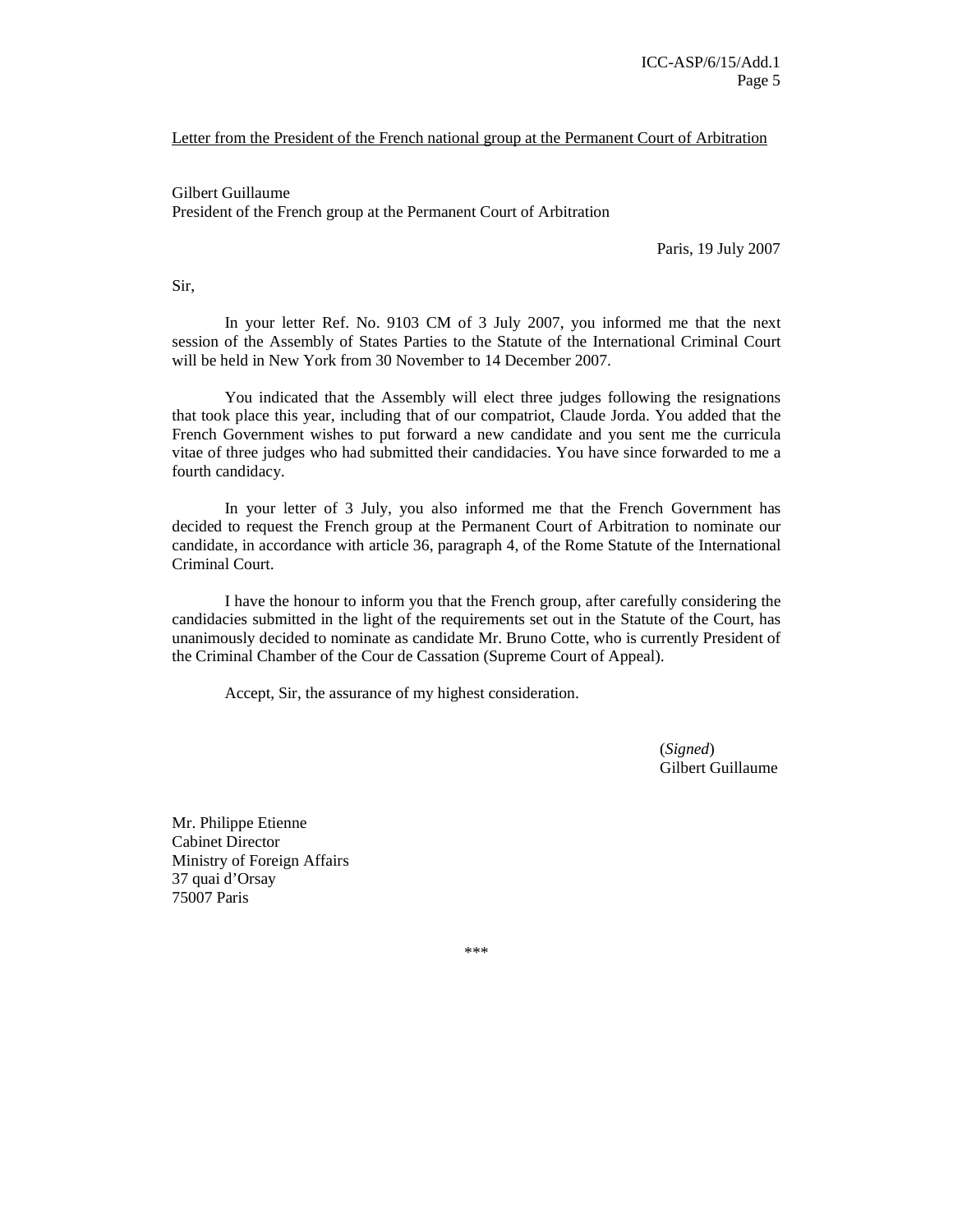<u>Letter from the President of the French national group at the Permanent Court of Arbitration</u>

Gilbert Guillaume
President of the French group at the Permanent Court of Arbitration

Paris, 19 July 2007

Sir,

In your letter Ref. No. 9103 CM of 3 July 2007, you informed me that the next session of the Assembly of States Parties to the Statute of the International Criminal Court will be held in New York from 30 November to 14 December 2007.

You indicated that the Assembly will elect three judges following the resignations that took place this year, including that of our compatriot, Claude Jorda. You added that the French Government wishes to put forward a new candidate and you sent me the curricula vitae of three judges who had submitted their candidacies. You have since forwarded to me a fourth candidacy.

In your letter of 3 July, you also informed me that the French Government has decided to request the French group at the Permanent Court of Arbitration to nominate our candidate, in accordance with article 36, paragraph 4, of the Rome Statute of the International Criminal Court.

I have the honour to inform you that the French group, after carefully considering the candidacies submitted in the light of the requirements set out in the Statute of the Court, has unanimously decided to nominate as candidate Mr. Bruno Cotte, who is currently President of the Criminal Chamber of the Cour de Cassation (Supreme Court of Appeal).

Accept, Sir, the assurance of my highest consideration.

(*Signed*)
Gilbert Guillaume

Mr. Philippe Etienne
Cabinet Director
Ministry of Foreign Affairs
37 quai d'Orsay
75007 Paris

\*\*\*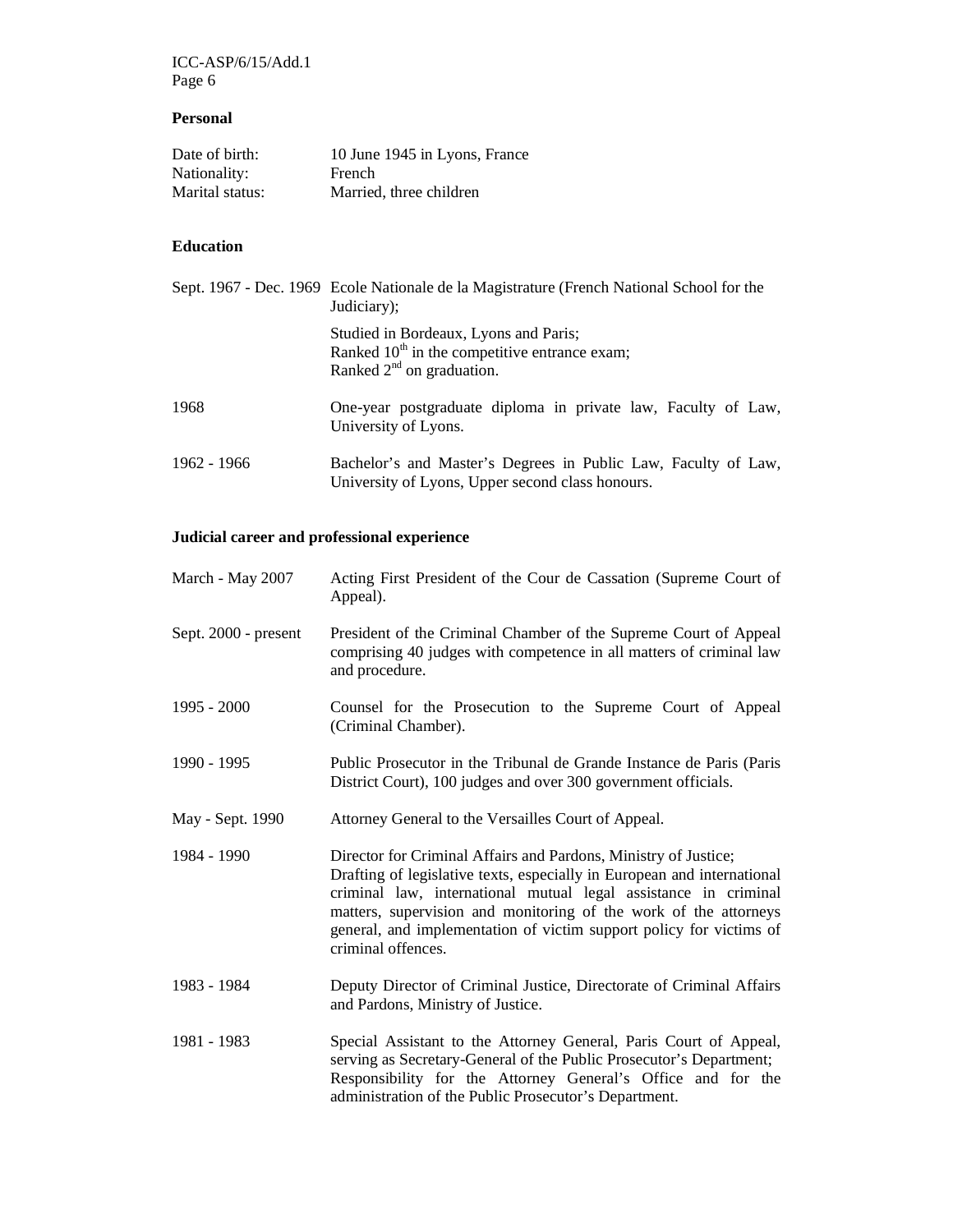**Personal**

| | |
|---|---|
| Date of birth: | 10 June 1945 in Lyons, France |
| Nationality: | French |
| Marital status: | Married, three children |

**Education**

| | |
|---|---|
| Sept. 1967 - Dec. 1969 | Ecole Nationale de la Magistrature (French National School for the Judiciary);<br>Studied in Bordeaux, Lyons and Paris;<br>Ranked 10th in the competitive entrance exam;<br>Ranked 2nd on graduation. |
| 1968 | One-year postgraduate diploma in private law, Faculty of Law, University of Lyons. |
| 1962 - 1966 | Bachelor's and Master's Degrees in Public Law, Faculty of Law, University of Lyons, Upper second class honours. |

**Judicial career and professional experience**

| | |
|---|---|
| March - May 2007 | Acting First President of the Cour de Cassation (Supreme Court of Appeal). |
| Sept. 2000 - present | President of the Criminal Chamber of the Supreme Court of Appeal comprising 40 judges with competence in all matters of criminal law and procedure. |
| 1995 - 2000 | Counsel for the Prosecution to the Supreme Court of Appeal (Criminal Chamber). |
| 1990 - 1995 | Public Prosecutor in the Tribunal de Grande Instance de Paris (Paris District Court), 100 judges and over 300 government officials. |
| May - Sept. 1990 | Attorney General to the Versailles Court of Appeal. |
| 1984 - 1990 | Director for Criminal Affairs and Pardons, Ministry of Justice;<br>Drafting of legislative texts, especially in European and international criminal law, international mutual legal assistance in criminal matters, supervision and monitoring of the work of the attorneys general, and implementation of victim support policy for victims of criminal offences. |
| 1983 - 1984 | Deputy Director of Criminal Justice, Directorate of Criminal Affairs and Pardons, Ministry of Justice. |
| 1981 - 1983 | Special Assistant to the Attorney General, Paris Court of Appeal, serving as Secretary-General of the Public Prosecutor's Department;<br>Responsibility for the Attorney General's Office and for the administration of the Public Prosecutor's Department. |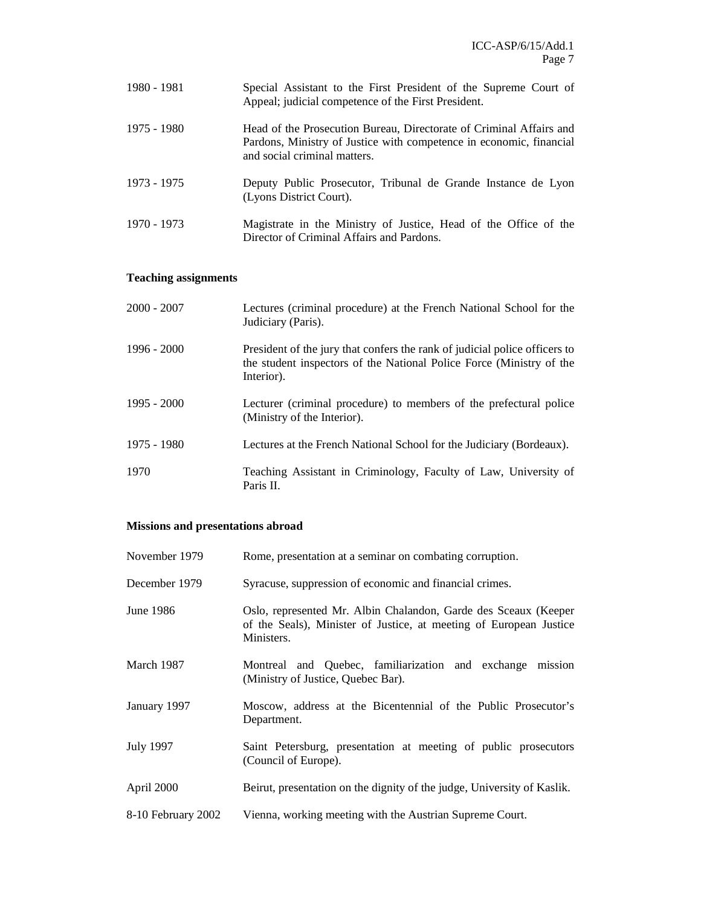| | |
|---|---|
| 1980 - 1981 | Special Assistant to the First President of the Supreme Court of Appeal; judicial competence of the First President. |
| 1975 - 1980 | Head of the Prosecution Bureau, Directorate of Criminal Affairs and Pardons, Ministry of Justice with competence in economic, financial and social criminal matters. |
| 1973 - 1975 | Deputy Public Prosecutor, Tribunal de Grande Instance de Lyon (Lyons District Court). |
| 1970 - 1973 | Magistrate in the Ministry of Justice, Head of the Office of the Director of Criminal Affairs and Pardons. |

**Teaching assignments**

| | |
|---|---|
| 2000 - 2007 | Lectures (criminal procedure) at the French National School for the Judiciary (Paris). |
| 1996 - 2000 | President of the jury that confers the rank of judicial police officers to the student inspectors of the National Police Force (Ministry of the Interior). |
| 1995 - 2000 | Lecturer (criminal procedure) to members of the prefectural police (Ministry of the Interior). |
| 1975 - 1980 | Lectures at the French National School for the Judiciary (Bordeaux). |
| 1970 | Teaching Assistant in Criminology, Faculty of Law, University of Paris II. |

**Missions and presentations abroad**

| | |
|---|---|
| November 1979 | Rome, presentation at a seminar on combating corruption. |
| December 1979 | Syracuse, suppression of economic and financial crimes. |
| June 1986 | Oslo, represented Mr. Albin Chalandon, Garde des Sceaux (Keeper of the Seals), Minister of Justice, at meeting of European Justice Ministers. |
| March 1987 | Montreal and Quebec, familiarization and exchange mission (Ministry of Justice, Quebec Bar). |
| January 1997 | Moscow, address at the Bicentennial of the Public Prosecutor's Department. |
| July 1997 | Saint Petersburg, presentation at meeting of public prosecutors (Council of Europe). |
| April 2000 | Beirut, presentation on the dignity of the judge, University of Kaslik. |
| 8-10 February 2002 | Vienna, working meeting with the Austrian Supreme Court. |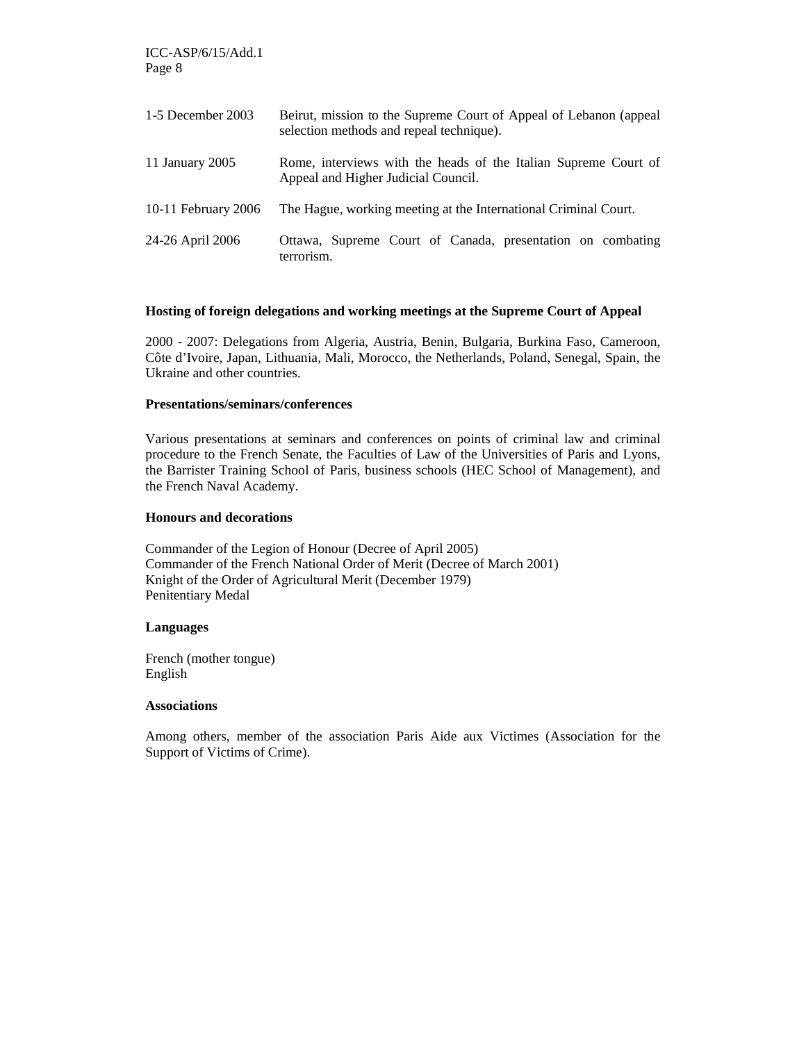| | |
|---|---|
| 1-5 December 2003 | Beirut, mission to the Supreme Court of Appeal of Lebanon (appeal selection methods and repeal technique). |
| 11 January 2005 | Rome, interviews with the heads of the Italian Supreme Court of Appeal and Higher Judicial Council. |
| 10-11 February 2006 | The Hague, working meeting at the International Criminal Court. |
| 24-26 April 2006 | Ottawa, Supreme Court of Canada, presentation on combating terrorism. |

**Hosting of foreign delegations and working meetings at the Supreme Court of Appeal**

2000 - 2007: Delegations from Algeria, Austria, Benin, Bulgaria, Burkina Faso, Cameroon, Côte d'Ivoire, Japan, Lithuania, Mali, Morocco, the Netherlands, Poland, Senegal, Spain, the Ukraine and other countries.

**Presentations/seminars/conferences**

Various presentations at seminars and conferences on points of criminal law and criminal procedure to the French Senate, the Faculties of Law of the Universities of Paris and Lyons, the Barrister Training School of Paris, business schools (HEC School of Management), and the French Naval Academy.

**Honours and decorations**

Commander of the Legion of Honour (Decree of April 2005)
Commander of the French National Order of Merit (Decree of March 2001)
Knight of the Order of Agricultural Merit (December 1979)
Penitentiary Medal

**Languages**

French (mother tongue)
English

**Associations**

Among others, member of the association Paris Aide aux Victimes (Association for the Support of Victims of Crime).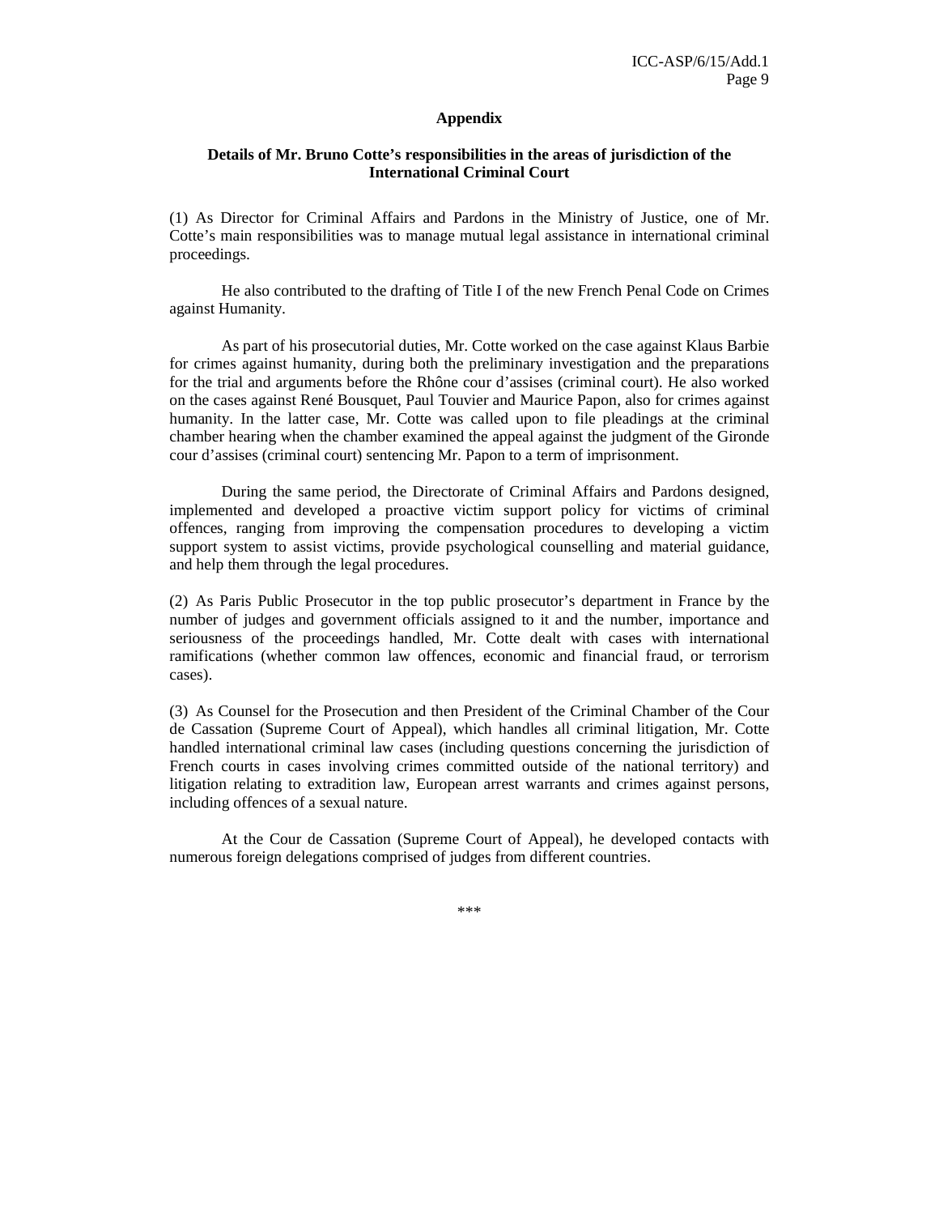## Appendix

### Details of Mr. Bruno Cotte's responsibilities in the areas of jurisdiction of the International Criminal Court

(1) As Director for Criminal Affairs and Pardons in the Ministry of Justice, one of Mr. Cotte's main responsibilities was to manage mutual legal assistance in international criminal proceedings.

He also contributed to the drafting of Title I of the new French Penal Code on Crimes against Humanity.

As part of his prosecutorial duties, Mr. Cotte worked on the case against Klaus Barbie for crimes against humanity, during both the preliminary investigation and the preparations for the trial and arguments before the Rhône cour d'assises (criminal court). He also worked on the cases against René Bousquet, Paul Touvier and Maurice Papon, also for crimes against humanity. In the latter case, Mr. Cotte was called upon to file pleadings at the criminal chamber hearing when the chamber examined the appeal against the judgment of the Gironde cour d'assises (criminal court) sentencing Mr. Papon to a term of imprisonment.

During the same period, the Directorate of Criminal Affairs and Pardons designed, implemented and developed a proactive victim support policy for victims of criminal offences, ranging from improving the compensation procedures to developing a victim support system to assist victims, provide psychological counselling and material guidance, and help them through the legal procedures.

(2) As Paris Public Prosecutor in the top public prosecutor's department in France by the number of judges and government officials assigned to it and the number, importance and seriousness of the proceedings handled, Mr. Cotte dealt with cases with international ramifications (whether common law offences, economic and financial fraud, or terrorism cases).

(3) As Counsel for the Prosecution and then President of the Criminal Chamber of the Cour de Cassation (Supreme Court of Appeal), which handles all criminal litigation, Mr. Cotte handled international criminal law cases (including questions concerning the jurisdiction of French courts in cases involving crimes committed outside of the national territory) and litigation relating to extradition law, European arrest warrants and crimes against persons, including offences of a sexual nature.

At the Cour de Cassation (Supreme Court of Appeal), he developed contacts with numerous foreign delegations comprised of judges from different countries.

\*\*\*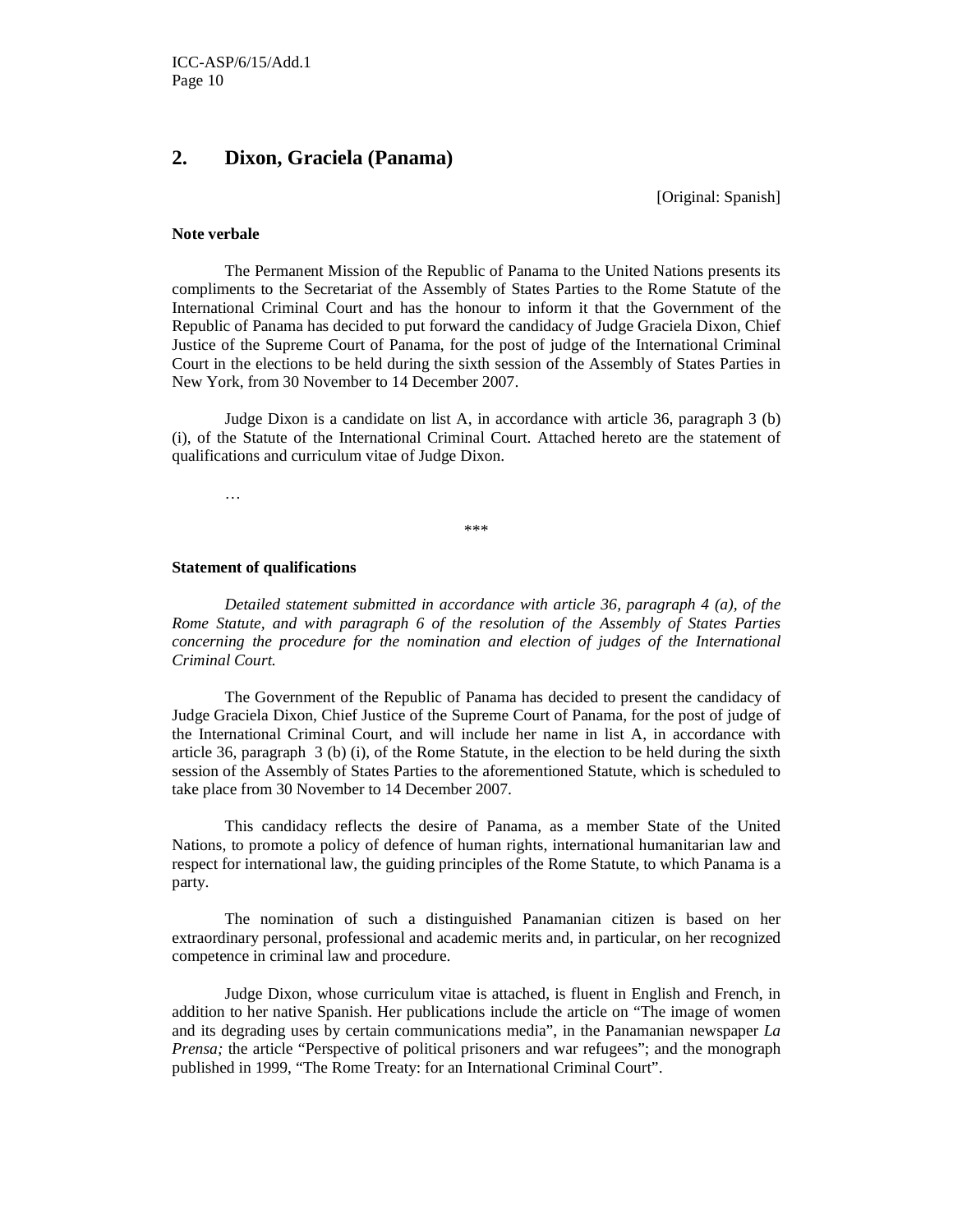## 2. Dixon, Graciela (Panama)

[Original: Spanish]

**Note verbale**

The Permanent Mission of the Republic of Panama to the United Nations presents its compliments to the Secretariat of the Assembly of States Parties to the Rome Statute of the International Criminal Court and has the honour to inform it that the Government of the Republic of Panama has decided to put forward the candidacy of Judge Graciela Dixon, Chief Justice of the Supreme Court of Panama, for the post of judge of the International Criminal Court in the elections to be held during the sixth session of the Assembly of States Parties in New York, from 30 November to 14 December 2007.

Judge Dixon is a candidate on list A, in accordance with article 36, paragraph 3 (b) (i), of the Statute of the International Criminal Court. Attached hereto are the statement of qualifications and curriculum vitae of Judge Dixon.

…

\*\*\*

**Statement of qualifications**

*Detailed statement submitted in accordance with article 36, paragraph 4 (a), of the Rome Statute, and with paragraph 6 of the resolution of the Assembly of States Parties concerning the procedure for the nomination and election of judges of the International Criminal Court.*

The Government of the Republic of Panama has decided to present the candidacy of Judge Graciela Dixon, Chief Justice of the Supreme Court of Panama, for the post of judge of the International Criminal Court, and will include her name in list A, in accordance with article 36, paragraph 3 (b) (i), of the Rome Statute, in the election to be held during the sixth session of the Assembly of States Parties to the aforementioned Statute, which is scheduled to take place from 30 November to 14 December 2007.

This candidacy reflects the desire of Panama, as a member State of the United Nations, to promote a policy of defence of human rights, international humanitarian law and respect for international law, the guiding principles of the Rome Statute, to which Panama is a party.

The nomination of such a distinguished Panamanian citizen is based on her extraordinary personal, professional and academic merits and, in particular, on her recognized competence in criminal law and procedure.

Judge Dixon, whose curriculum vitae is attached, is fluent in English and French, in addition to her native Spanish. Her publications include the article on "The image of women and its degrading uses by certain communications media", in the Panamanian newspaper *La Prensa;* the article "Perspective of political prisoners and war refugees"; and the monograph published in 1999, "The Rome Treaty: for an International Criminal Court".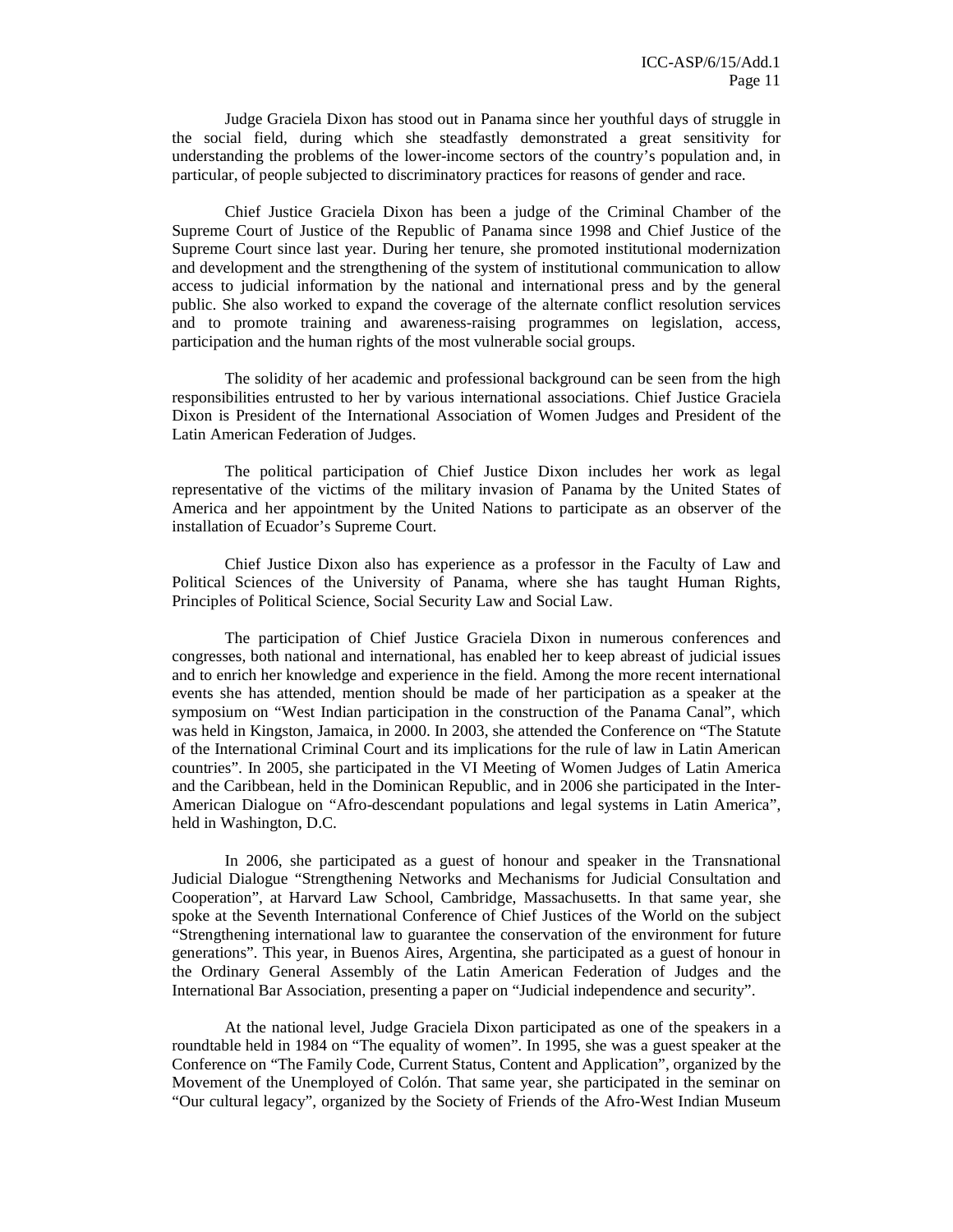Judge Graciela Dixon has stood out in Panama since her youthful days of struggle in the social field, during which she steadfastly demonstrated a great sensitivity for understanding the problems of the lower-income sectors of the country's population and, in particular, of people subjected to discriminatory practices for reasons of gender and race.

Chief Justice Graciela Dixon has been a judge of the Criminal Chamber of the Supreme Court of Justice of the Republic of Panama since 1998 and Chief Justice of the Supreme Court since last year. During her tenure, she promoted institutional modernization and development and the strengthening of the system of institutional communication to allow access to judicial information by the national and international press and by the general public. She also worked to expand the coverage of the alternate conflict resolution services and to promote training and awareness-raising programmes on legislation, access, participation and the human rights of the most vulnerable social groups.

The solidity of her academic and professional background can be seen from the high responsibilities entrusted to her by various international associations. Chief Justice Graciela Dixon is President of the International Association of Women Judges and President of the Latin American Federation of Judges.

The political participation of Chief Justice Dixon includes her work as legal representative of the victims of the military invasion of Panama by the United States of America and her appointment by the United Nations to participate as an observer of the installation of Ecuador's Supreme Court.

Chief Justice Dixon also has experience as a professor in the Faculty of Law and Political Sciences of the University of Panama, where she has taught Human Rights, Principles of Political Science, Social Security Law and Social Law.

The participation of Chief Justice Graciela Dixon in numerous conferences and congresses, both national and international, has enabled her to keep abreast of judicial issues and to enrich her knowledge and experience in the field. Among the more recent international events she has attended, mention should be made of her participation as a speaker at the symposium on "West Indian participation in the construction of the Panama Canal", which was held in Kingston, Jamaica, in 2000. In 2003, she attended the Conference on "The Statute of the International Criminal Court and its implications for the rule of law in Latin American countries". In 2005, she participated in the VI Meeting of Women Judges of Latin America and the Caribbean, held in the Dominican Republic, and in 2006 she participated in the Inter-American Dialogue on "Afro-descendant populations and legal systems in Latin America", held in Washington, D.C.

In 2006, she participated as a guest of honour and speaker in the Transnational Judicial Dialogue "Strengthening Networks and Mechanisms for Judicial Consultation and Cooperation", at Harvard Law School, Cambridge, Massachusetts. In that same year, she spoke at the Seventh International Conference of Chief Justices of the World on the subject "Strengthening international law to guarantee the conservation of the environment for future generations". This year, in Buenos Aires, Argentina, she participated as a guest of honour in the Ordinary General Assembly of the Latin American Federation of Judges and the International Bar Association, presenting a paper on "Judicial independence and security".

At the national level, Judge Graciela Dixon participated as one of the speakers in a roundtable held in 1984 on "The equality of women". In 1995, she was a guest speaker at the Conference on "The Family Code, Current Status, Content and Application", organized by the Movement of the Unemployed of Colón. That same year, she participated in the seminar on "Our cultural legacy", organized by the Society of Friends of the Afro-West Indian Museum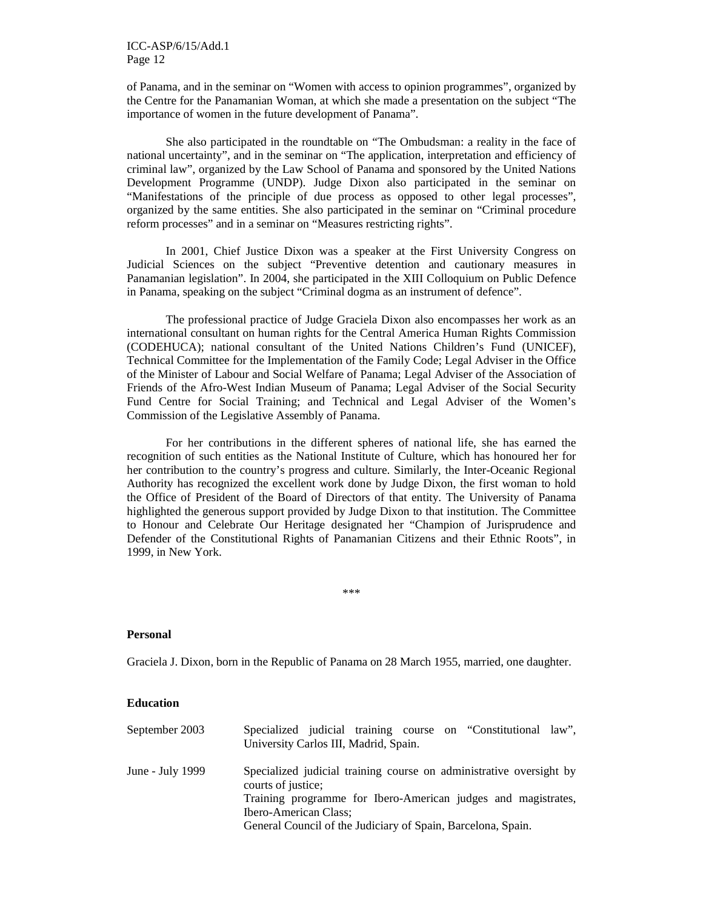of Panama, and in the seminar on "Women with access to opinion programmes", organized by the Centre for the Panamanian Woman, at which she made a presentation on the subject "The importance of women in the future development of Panama".

She also participated in the roundtable on "The Ombudsman: a reality in the face of national uncertainty", and in the seminar on "The application, interpretation and efficiency of criminal law", organized by the Law School of Panama and sponsored by the United Nations Development Programme (UNDP). Judge Dixon also participated in the seminar on "Manifestations of the principle of due process as opposed to other legal processes", organized by the same entities. She also participated in the seminar on "Criminal procedure reform processes" and in a seminar on "Measures restricting rights".

In 2001, Chief Justice Dixon was a speaker at the First University Congress on Judicial Sciences on the subject "Preventive detention and cautionary measures in Panamanian legislation". In 2004, she participated in the XIII Colloquium on Public Defence in Panama, speaking on the subject "Criminal dogma as an instrument of defence".

The professional practice of Judge Graciela Dixon also encompasses her work as an international consultant on human rights for the Central America Human Rights Commission (CODEHUCA); national consultant of the United Nations Children's Fund (UNICEF), Technical Committee for the Implementation of the Family Code; Legal Adviser in the Office of the Minister of Labour and Social Welfare of Panama; Legal Adviser of the Association of Friends of the Afro-West Indian Museum of Panama; Legal Adviser of the Social Security Fund Centre for Social Training; and Technical and Legal Adviser of the Women's Commission of the Legislative Assembly of Panama.

For her contributions in the different spheres of national life, she has earned the recognition of such entities as the National Institute of Culture, which has honoured her for her contribution to the country's progress and culture. Similarly, the Inter-Oceanic Regional Authority has recognized the excellent work done by Judge Dixon, the first woman to hold the Office of President of the Board of Directors of that entity. The University of Panama highlighted the generous support provided by Judge Dixon to that institution. The Committee to Honour and Celebrate Our Heritage designated her "Champion of Jurisprudence and Defender of the Constitutional Rights of Panamanian Citizens and their Ethnic Roots", in 1999, in New York.

\*\*\*

**Personal**

Graciela J. Dixon, born in the Republic of Panama on 28 March 1955, married, one daughter.

**Education**

| | |
|---|---|
| September 2003 | Specialized judicial training course on "Constitutional law", University Carlos III, Madrid, Spain. |
| June - July 1999 | Specialized judicial training course on administrative oversight by courts of justice;<br>Training programme for Ibero-American judges and magistrates, Ibero-American Class;<br>General Council of the Judiciary of Spain, Barcelona, Spain. |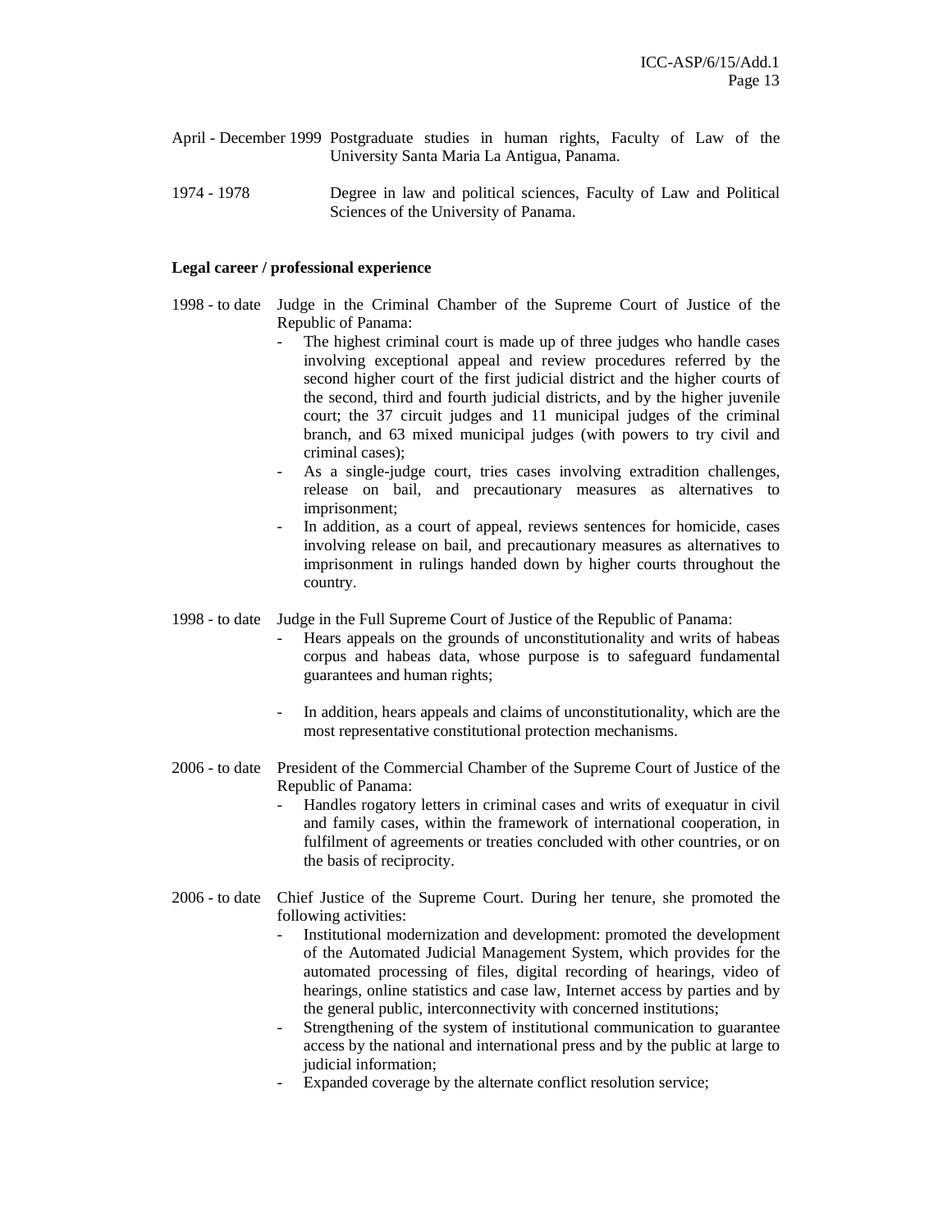April - December 1999 Postgraduate studies in human rights, Faculty of Law of the University Santa Maria La Antigua, Panama.

1974 - 1978 Degree in law and political sciences, Faculty of Law and Political Sciences of the University of Panama.

**Legal career / professional experience**

1998 - to date Judge in the Criminal Chamber of the Supreme Court of Justice of the Republic of Panama:

- The highest criminal court is made up of three judges who handle cases involving exceptional appeal and review procedures referred by the second higher court of the first judicial district and the higher courts of the second, third and fourth judicial districts, and by the higher juvenile court; the 37 circuit judges and 11 municipal judges of the criminal branch, and 63 mixed municipal judges (with powers to try civil and criminal cases);
- As a single-judge court, tries cases involving extradition challenges, release on bail, and precautionary measures as alternatives to imprisonment;
- In addition, as a court of appeal, reviews sentences for homicide, cases involving release on bail, and precautionary measures as alternatives to imprisonment in rulings handed down by higher courts throughout the country.

1998 - to date Judge in the Full Supreme Court of Justice of the Republic of Panama:

- Hears appeals on the grounds of unconstitutionality and writs of habeas corpus and habeas data, whose purpose is to safeguard fundamental guarantees and human rights;
- In addition, hears appeals and claims of unconstitutionality, which are the most representative constitutional protection mechanisms.

2006 - to date President of the Commercial Chamber of the Supreme Court of Justice of the Republic of Panama:

- Handles rogatory letters in criminal cases and writs of exequatur in civil and family cases, within the framework of international cooperation, in fulfilment of agreements or treaties concluded with other countries, or on the basis of reciprocity.

2006 - to date Chief Justice of the Supreme Court. During her tenure, she promoted the following activities:

- Institutional modernization and development: promoted the development of the Automated Judicial Management System, which provides for the automated processing of files, digital recording of hearings, video of hearings, online statistics and case law, Internet access by parties and by the general public, interconnectivity with concerned institutions;
- Strengthening of the system of institutional communication to guarantee access by the national and international press and by the public at large to judicial information;
- Expanded coverage by the alternate conflict resolution service;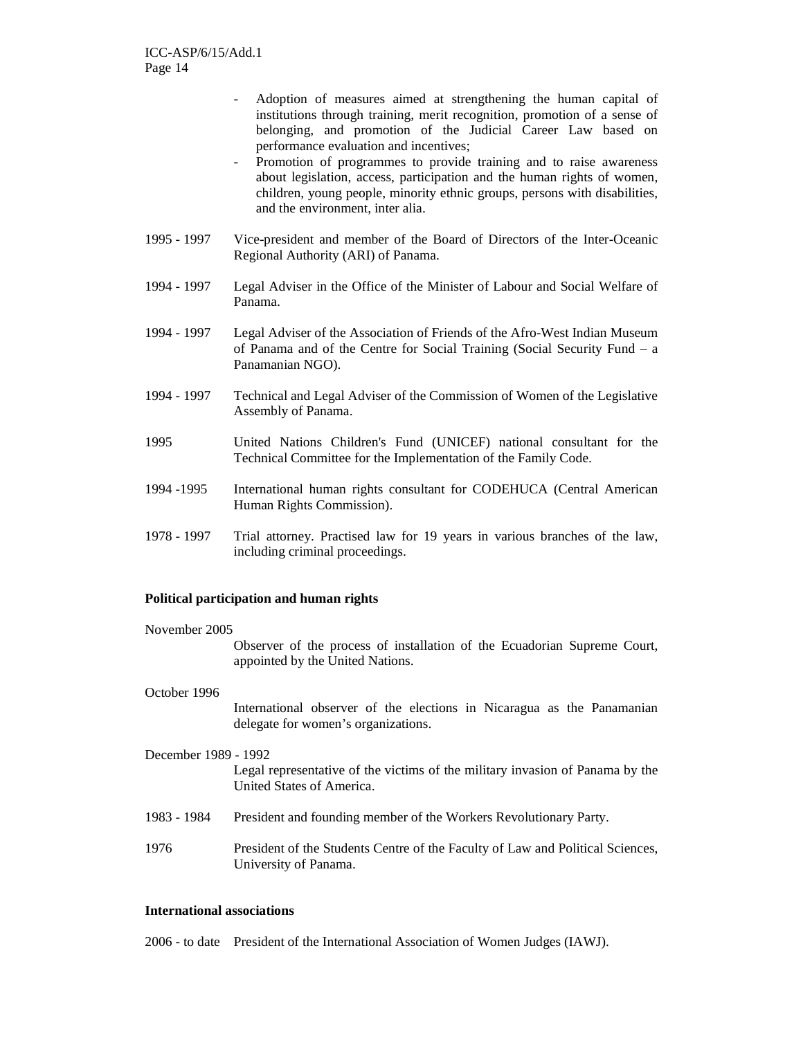- Adoption of measures aimed at strengthening the human capital of institutions through training, merit recognition, promotion of a sense of belonging, and promotion of the Judicial Career Law based on performance evaluation and incentives;
- Promotion of programmes to provide training and to raise awareness about legislation, access, participation and the human rights of women, children, young people, minority ethnic groups, persons with disabilities, and the environment, inter alia.

1995 - 1997 Vice-president and member of the Board of Directors of the Inter-Oceanic Regional Authority (ARI) of Panama.

1994 - 1997 Legal Adviser in the Office of the Minister of Labour and Social Welfare of Panama.

1994 - 1997 Legal Adviser of the Association of Friends of the Afro-West Indian Museum of Panama and of the Centre for Social Training (Social Security Fund – a Panamanian NGO).

1994 - 1997 Technical and Legal Adviser of the Commission of Women of the Legislative Assembly of Panama.

1995 United Nations Children's Fund (UNICEF) national consultant for the Technical Committee for the Implementation of the Family Code.

1994 -1995 International human rights consultant for CODEHUCA (Central American Human Rights Commission).

1978 - 1997 Trial attorney. Practised law for 19 years in various branches of the law, including criminal proceedings.

**Political participation and human rights**

November 2005

Observer of the process of installation of the Ecuadorian Supreme Court, appointed by the United Nations.

October 1996

International observer of the elections in Nicaragua as the Panamanian delegate for women's organizations.

December 1989 - 1992

Legal representative of the victims of the military invasion of Panama by the United States of America.

1983 - 1984 President and founding member of the Workers Revolutionary Party.

1976 President of the Students Centre of the Faculty of Law and Political Sciences, University of Panama.

**International associations**

2006 - to date President of the International Association of Women Judges (IAWJ).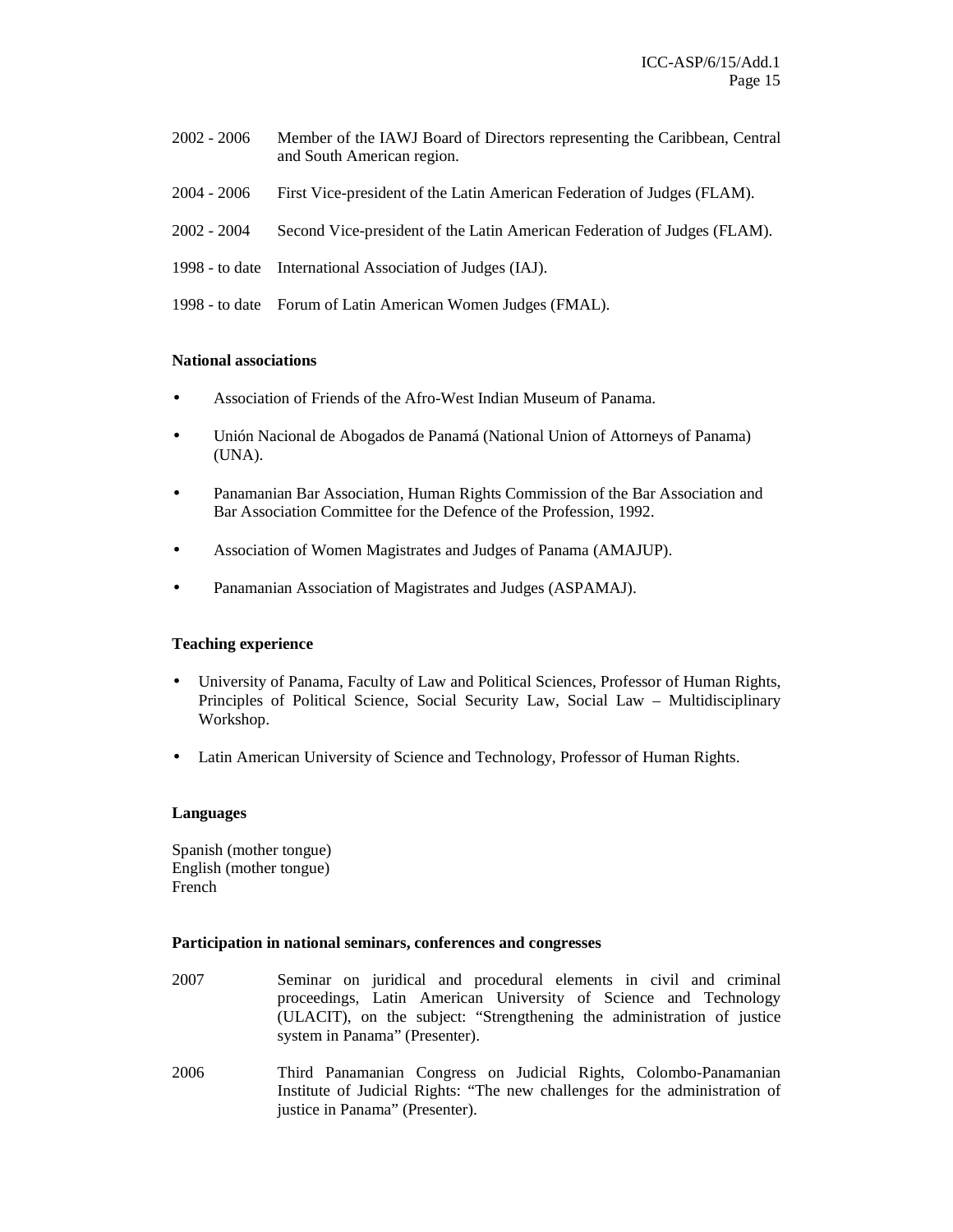2002 - 2006 Member of the IAWJ Board of Directors representing the Caribbean, Central and South American region.

2004 - 2006 First Vice-president of the Latin American Federation of Judges (FLAM).

2002 - 2004 Second Vice-president of the Latin American Federation of Judges (FLAM).

1998 - to date International Association of Judges (IAJ).

1998 - to date Forum of Latin American Women Judges (FMAL).

**National associations**

- Association of Friends of the Afro-West Indian Museum of Panama.
- Unión Nacional de Abogados de Panamá (National Union of Attorneys of Panama) (UNA).
- Panamanian Bar Association, Human Rights Commission of the Bar Association and Bar Association Committee for the Defence of the Profession, 1992.
- Association of Women Magistrates and Judges of Panama (AMAJUP).
- Panamanian Association of Magistrates and Judges (ASPAMAJ).

**Teaching experience**

- University of Panama, Faculty of Law and Political Sciences, Professor of Human Rights, Principles of Political Science, Social Security Law, Social Law – Multidisciplinary Workshop.
- Latin American University of Science and Technology, Professor of Human Rights.

**Languages**

Spanish (mother tongue)
English (mother tongue)
French

**Participation in national seminars, conferences and congresses**

2007 Seminar on juridical and procedural elements in civil and criminal proceedings, Latin American University of Science and Technology (ULACIT), on the subject: "Strengthening the administration of justice system in Panama" (Presenter).

2006 Third Panamanian Congress on Judicial Rights, Colombo-Panamanian Institute of Judicial Rights: "The new challenges for the administration of justice in Panama" (Presenter).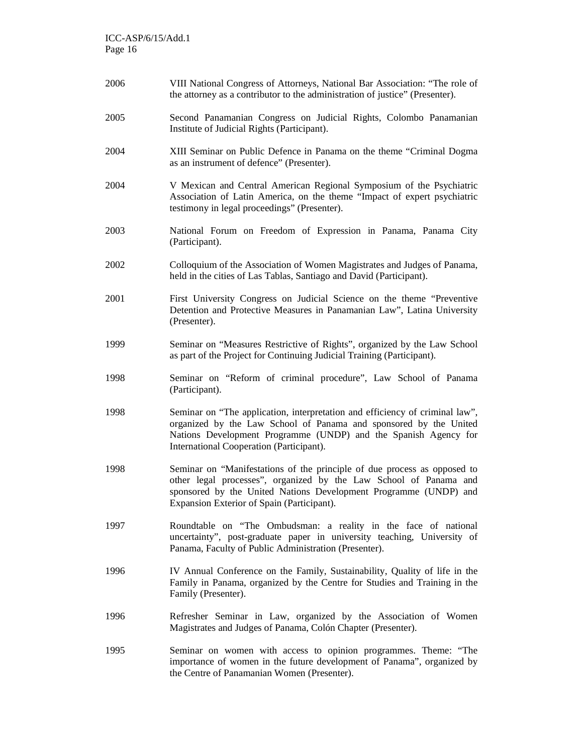2006 VIII National Congress of Attorneys, National Bar Association: "The role of the attorney as a contributor to the administration of justice" (Presenter).

2005 Second Panamanian Congress on Judicial Rights, Colombo Panamanian Institute of Judicial Rights (Participant).

2004 XIII Seminar on Public Defence in Panama on the theme "Criminal Dogma as an instrument of defence" (Presenter).

2004 V Mexican and Central American Regional Symposium of the Psychiatric Association of Latin America, on the theme "Impact of expert psychiatric testimony in legal proceedings" (Presenter).

2003 National Forum on Freedom of Expression in Panama, Panama City (Participant).

2002 Colloquium of the Association of Women Magistrates and Judges of Panama, held in the cities of Las Tablas, Santiago and David (Participant).

2001 First University Congress on Judicial Science on the theme "Preventive Detention and Protective Measures in Panamanian Law", Latina University (Presenter).

1999 Seminar on "Measures Restrictive of Rights", organized by the Law School as part of the Project for Continuing Judicial Training (Participant).

1998 Seminar on "Reform of criminal procedure", Law School of Panama (Participant).

1998 Seminar on "The application, interpretation and efficiency of criminal law", organized by the Law School of Panama and sponsored by the United Nations Development Programme (UNDP) and the Spanish Agency for International Cooperation (Participant).

1998 Seminar on "Manifestations of the principle of due process as opposed to other legal processes", organized by the Law School of Panama and sponsored by the United Nations Development Programme (UNDP) and Expansion Exterior of Spain (Participant).

1997 Roundtable on "The Ombudsman: a reality in the face of national uncertainty", post-graduate paper in university teaching, University of Panama, Faculty of Public Administration (Presenter).

1996 IV Annual Conference on the Family, Sustainability, Quality of life in the Family in Panama, organized by the Centre for Studies and Training in the Family (Presenter).

1996 Refresher Seminar in Law, organized by the Association of Women Magistrates and Judges of Panama, Colón Chapter (Presenter).

1995 Seminar on women with access to opinion programmes. Theme: "The importance of women in the future development of Panama", organized by the Centre of Panamanian Women (Presenter).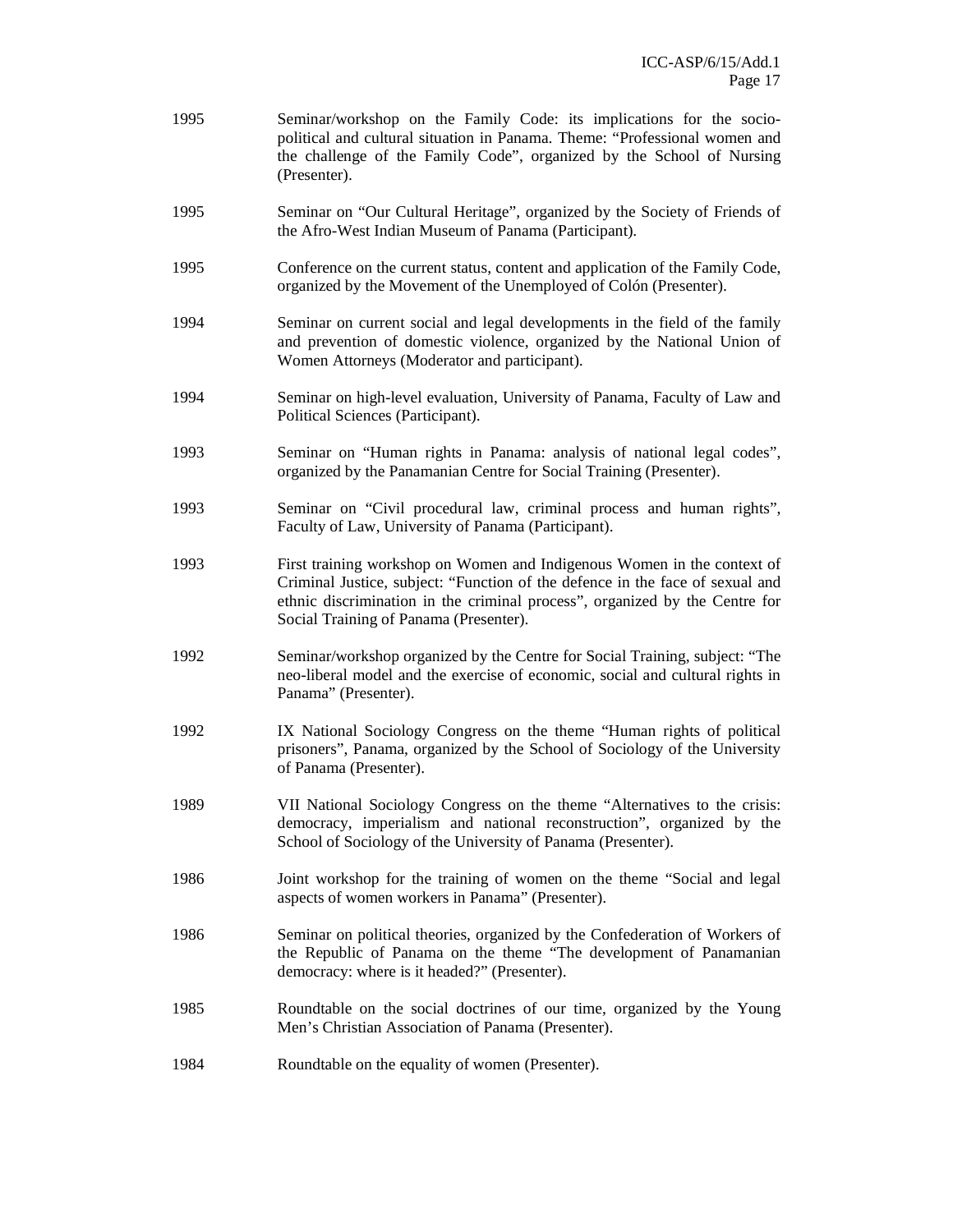| | |
|---|---|
| 1995 | Seminar/workshop on the Family Code: its implications for the socio-political and cultural situation in Panama. Theme: "Professional women and the challenge of the Family Code", organized by the School of Nursing (Presenter). |
| 1995 | Seminar on "Our Cultural Heritage", organized by the Society of Friends of the Afro-West Indian Museum of Panama (Participant). |
| 1995 | Conference on the current status, content and application of the Family Code, organized by the Movement of the Unemployed of Colón (Presenter). |
| 1994 | Seminar on current social and legal developments in the field of the family and prevention of domestic violence, organized by the National Union of Women Attorneys (Moderator and participant). |
| 1994 | Seminar on high-level evaluation, University of Panama, Faculty of Law and Political Sciences (Participant). |
| 1993 | Seminar on "Human rights in Panama: analysis of national legal codes", organized by the Panamanian Centre for Social Training (Presenter). |
| 1993 | Seminar on "Civil procedural law, criminal process and human rights", Faculty of Law, University of Panama (Participant). |
| 1993 | First training workshop on Women and Indigenous Women in the context of Criminal Justice, subject: "Function of the defence in the face of sexual and ethnic discrimination in the criminal process", organized by the Centre for Social Training of Panama (Presenter). |
| 1992 | Seminar/workshop organized by the Centre for Social Training, subject: "The neo-liberal model and the exercise of economic, social and cultural rights in Panama" (Presenter). |
| 1992 | IX National Sociology Congress on the theme "Human rights of political prisoners", Panama, organized by the School of Sociology of the University of Panama (Presenter). |
| 1989 | VII National Sociology Congress on the theme "Alternatives to the crisis: democracy, imperialism and national reconstruction", organized by the School of Sociology of the University of Panama (Presenter). |
| 1986 | Joint workshop for the training of women on the theme "Social and legal aspects of women workers in Panama" (Presenter). |
| 1986 | Seminar on political theories, organized by the Confederation of Workers of the Republic of Panama on the theme "The development of Panamanian democracy: where is it headed?" (Presenter). |
| 1985 | Roundtable on the social doctrines of our time, organized by the Young Men's Christian Association of Panama (Presenter). |
| 1984 | Roundtable on the equality of women (Presenter). |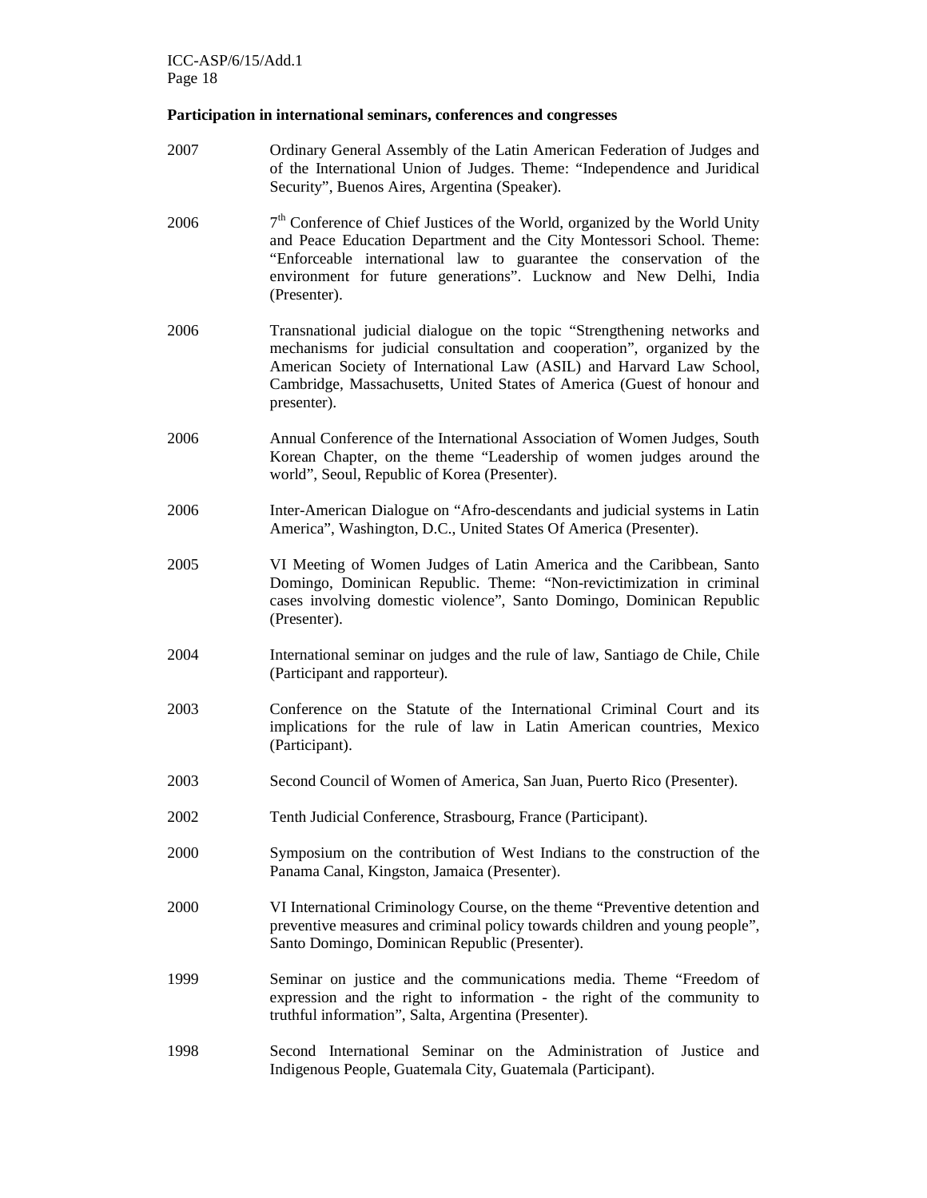**Participation in international seminars, conferences and congresses**

| | |
|---|---|
| 2007 | Ordinary General Assembly of the Latin American Federation of Judges and of the International Union of Judges. Theme: "Independence and Juridical Security", Buenos Aires, Argentina (Speaker). |
| 2006 | 7th Conference of Chief Justices of the World, organized by the World Unity and Peace Education Department and the City Montessori School. Theme: "Enforceable international law to guarantee the conservation of the environment for future generations". Lucknow and New Delhi, India (Presenter). |
| 2006 | Transnational judicial dialogue on the topic "Strengthening networks and mechanisms for judicial consultation and cooperation", organized by the American Society of International Law (ASIL) and Harvard Law School, Cambridge, Massachusetts, United States of America (Guest of honour and presenter). |
| 2006 | Annual Conference of the International Association of Women Judges, South Korean Chapter, on the theme "Leadership of women judges around the world", Seoul, Republic of Korea (Presenter). |
| 2006 | Inter-American Dialogue on "Afro-descendants and judicial systems in Latin America", Washington, D.C., United States Of America (Presenter). |
| 2005 | VI Meeting of Women Judges of Latin America and the Caribbean, Santo Domingo, Dominican Republic. Theme: "Non-revictimization in criminal cases involving domestic violence", Santo Domingo, Dominican Republic (Presenter). |
| 2004 | International seminar on judges and the rule of law, Santiago de Chile, Chile (Participant and rapporteur). |
| 2003 | Conference on the Statute of the International Criminal Court and its implications for the rule of law in Latin American countries, Mexico (Participant). |
| 2003 | Second Council of Women of America, San Juan, Puerto Rico (Presenter). |
| 2002 | Tenth Judicial Conference, Strasbourg, France (Participant). |
| 2000 | Symposium on the contribution of West Indians to the construction of the Panama Canal, Kingston, Jamaica (Presenter). |
| 2000 | VI International Criminology Course, on the theme "Preventive detention and preventive measures and criminal policy towards children and young people", Santo Domingo, Dominican Republic (Presenter). |
| 1999 | Seminar on justice and the communications media. Theme "Freedom of expression and the right to information - the right of the community to truthful information", Salta, Argentina (Presenter). |
| 1998 | Second International Seminar on the Administration of Justice and Indigenous People, Guatemala City, Guatemala (Participant). |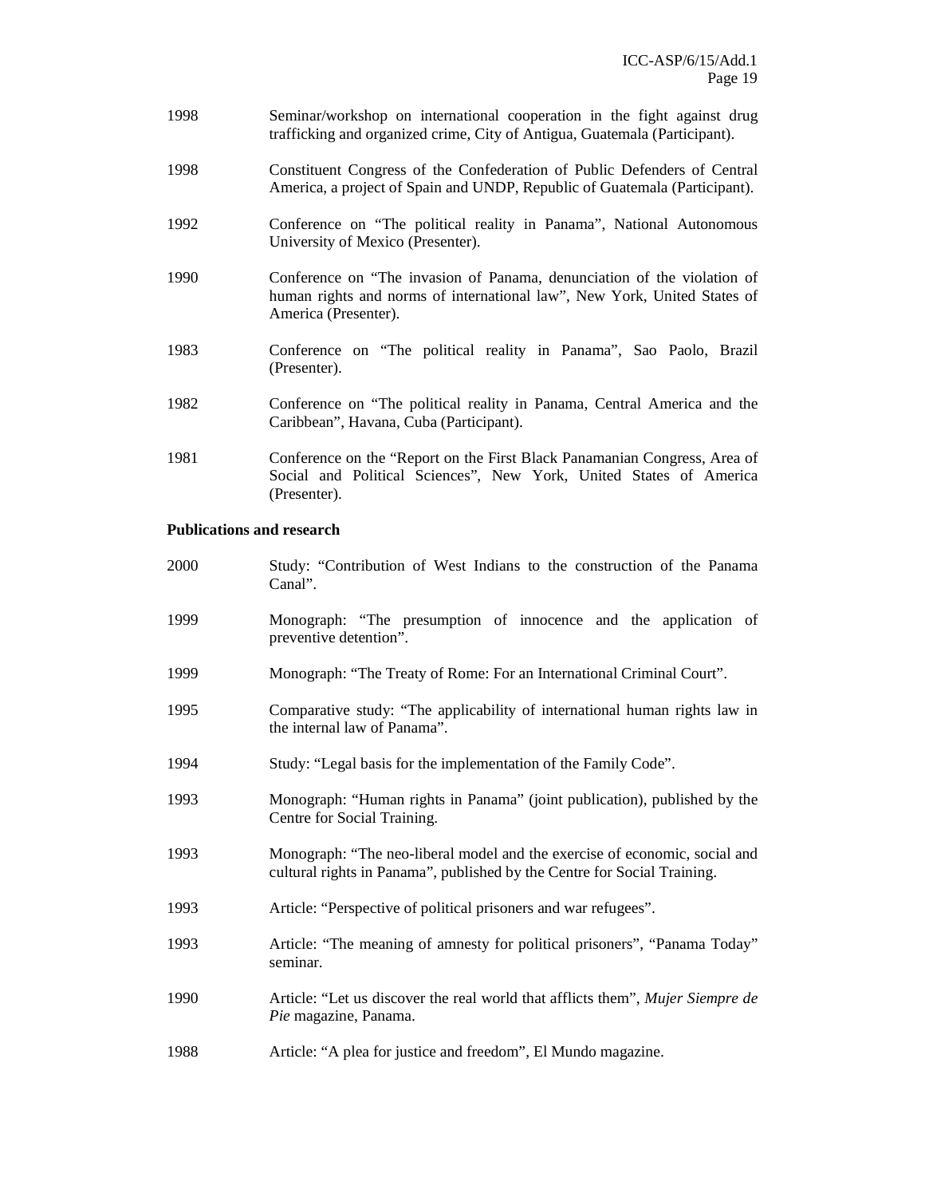1998 Seminar/workshop on international cooperation in the fight against drug trafficking and organized crime, City of Antigua, Guatemala (Participant).

1998 Constituent Congress of the Confederation of Public Defenders of Central America, a project of Spain and UNDP, Republic of Guatemala (Participant).

1992 Conference on "The political reality in Panama", National Autonomous University of Mexico (Presenter).

1990 Conference on "The invasion of Panama, denunciation of the violation of human rights and norms of international law", New York, United States of America (Presenter).

1983 Conference on "The political reality in Panama", Sao Paolo, Brazil (Presenter).

1982 Conference on "The political reality in Panama, Central America and the Caribbean", Havana, Cuba (Participant).

1981 Conference on the "Report on the First Black Panamanian Congress, Area of Social and Political Sciences", New York, United States of America (Presenter).

**Publications and research**

2000 Study: "Contribution of West Indians to the construction of the Panama Canal".

1999 Monograph: "The presumption of innocence and the application of preventive detention".

1999 Monograph: "The Treaty of Rome: For an International Criminal Court".

1995 Comparative study: "The applicability of international human rights law in the internal law of Panama".

1994 Study: "Legal basis for the implementation of the Family Code".

1993 Monograph: "Human rights in Panama" (joint publication), published by the Centre for Social Training.

1993 Monograph: "The neo-liberal model and the exercise of economic, social and cultural rights in Panama", published by the Centre for Social Training.

1993 Article: "Perspective of political prisoners and war refugees".

1993 Article: "The meaning of amnesty for political prisoners", "Panama Today" seminar.

1990 Article: "Let us discover the real world that afflicts them", *Mujer Siempre de Pie* magazine, Panama.

1988 Article: "A plea for justice and freedom", El Mundo magazine.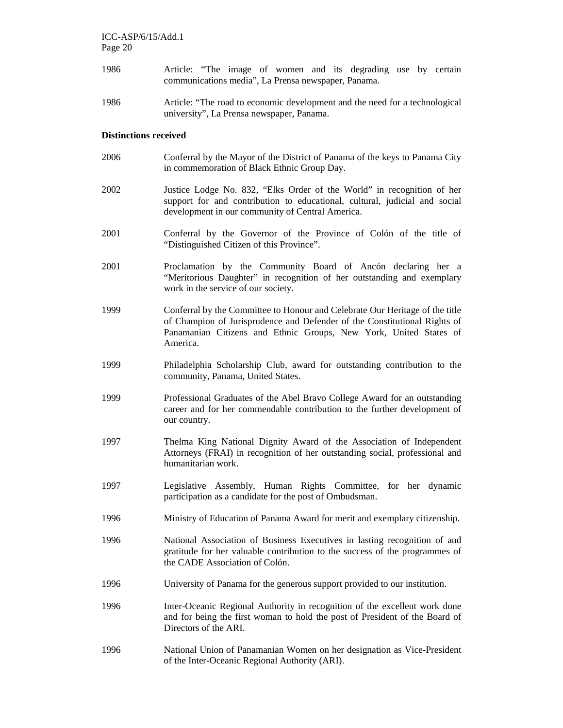1986 Article: "The image of women and its degrading use by certain communications media", La Prensa newspaper, Panama.

1986 Article: "The road to economic development and the need for a technological university", La Prensa newspaper, Panama.

**Distinctions received**

2006 Conferral by the Mayor of the District of Panama of the keys to Panama City in commemoration of Black Ethnic Group Day.

2002 Justice Lodge No. 832, "Elks Order of the World" in recognition of her support for and contribution to educational, cultural, judicial and social development in our community of Central America.

2001 Conferral by the Governor of the Province of Colón of the title of "Distinguished Citizen of this Province".

2001 Proclamation by the Community Board of Ancón declaring her a "Meritorious Daughter" in recognition of her outstanding and exemplary work in the service of our society.

1999 Conferral by the Committee to Honour and Celebrate Our Heritage of the title of Champion of Jurisprudence and Defender of the Constitutional Rights of Panamanian Citizens and Ethnic Groups, New York, United States of America.

1999 Philadelphia Scholarship Club, award for outstanding contribution to the community, Panama, United States.

1999 Professional Graduates of the Abel Bravo College Award for an outstanding career and for her commendable contribution to the further development of our country.

1997 Thelma King National Dignity Award of the Association of Independent Attorneys (FRAI) in recognition of her outstanding social, professional and humanitarian work.

1997 Legislative Assembly, Human Rights Committee, for her dynamic participation as a candidate for the post of Ombudsman.

1996 Ministry of Education of Panama Award for merit and exemplary citizenship.

1996 National Association of Business Executives in lasting recognition of and gratitude for her valuable contribution to the success of the programmes of the CADE Association of Colón.

1996 University of Panama for the generous support provided to our institution.

1996 Inter-Oceanic Regional Authority in recognition of the excellent work done and for being the first woman to hold the post of President of the Board of Directors of the ARI.

1996 National Union of Panamanian Women on her designation as Vice-President of the Inter-Oceanic Regional Authority (ARI).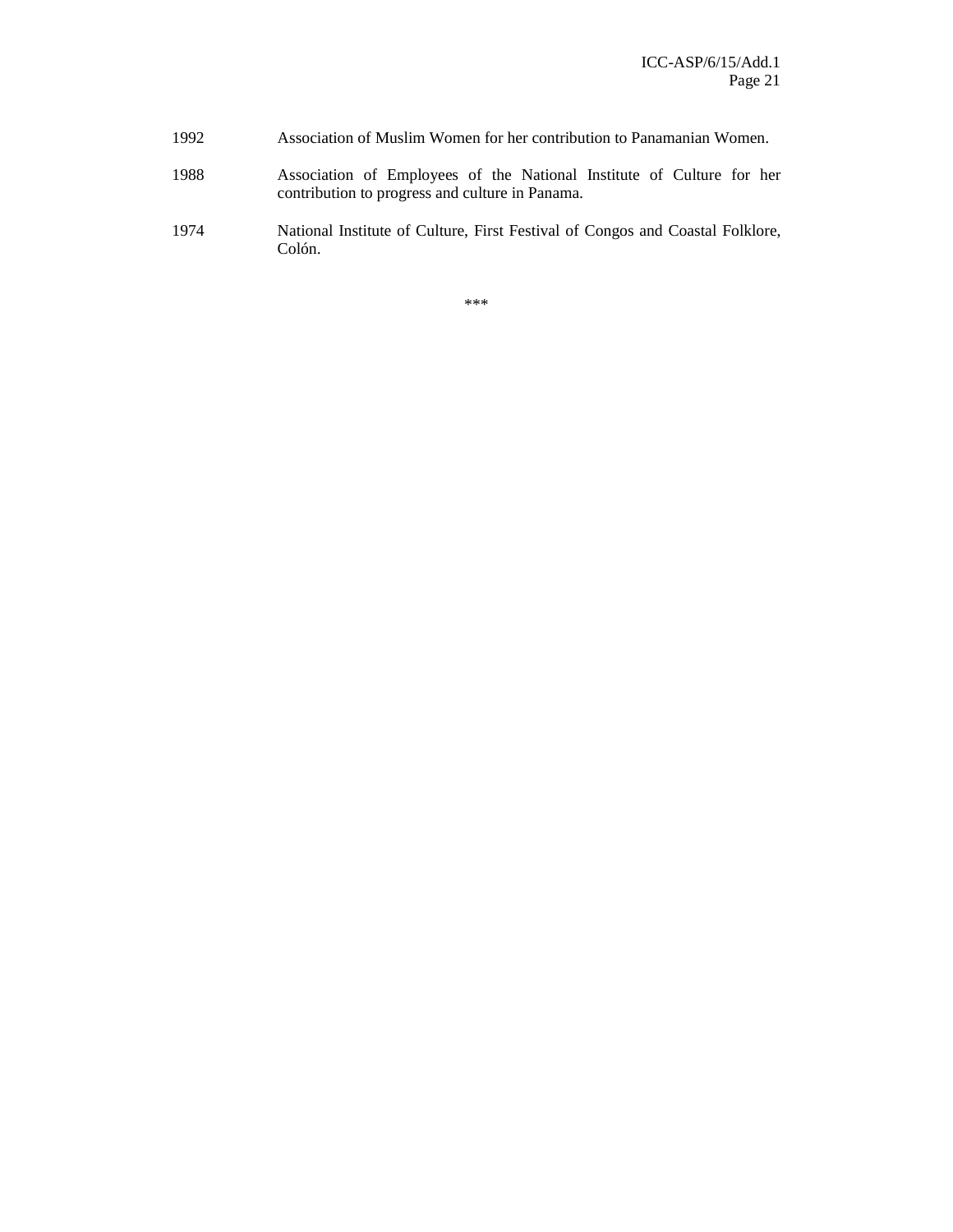1992 Association of Muslim Women for her contribution to Panamanian Women.

1988 Association of Employees of the National Institute of Culture for her contribution to progress and culture in Panama.

1974 National Institute of Culture, First Festival of Congos and Coastal Folklore, Colón.

***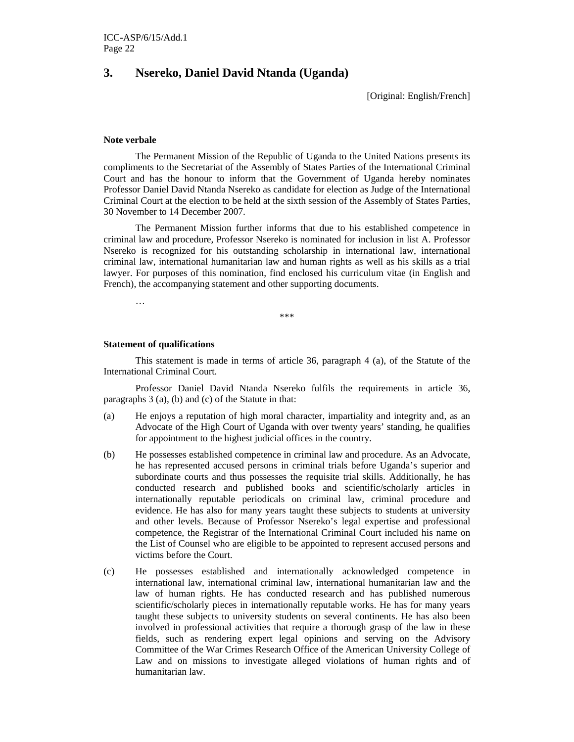## 3. Nsereko, Daniel David Ntanda (Uganda)

[Original: English/French]

**Note verbale**

The Permanent Mission of the Republic of Uganda to the United Nations presents its compliments to the Secretariat of the Assembly of States Parties of the International Criminal Court and has the honour to inform that the Government of Uganda hereby nominates Professor Daniel David Ntanda Nsereko as candidate for election as Judge of the International Criminal Court at the election to be held at the sixth session of the Assembly of States Parties, 30 November to 14 December 2007.

The Permanent Mission further informs that due to his established competence in criminal law and procedure, Professor Nsereko is nominated for inclusion in list A. Professor Nsereko is recognized for his outstanding scholarship in international law, international criminal law, international humanitarian law and human rights as well as his skills as a trial lawyer. For purposes of this nomination, find enclosed his curriculum vitae (in English and French), the accompanying statement and other supporting documents.

…

***

**Statement of qualifications**

This statement is made in terms of article 36, paragraph 4 (a), of the Statute of the International Criminal Court.

Professor Daniel David Ntanda Nsereko fulfils the requirements in article 36, paragraphs 3 (a), (b) and (c) of the Statute in that:

(a) He enjoys a reputation of high moral character, impartiality and integrity and, as an Advocate of the High Court of Uganda with over twenty years' standing, he qualifies for appointment to the highest judicial offices in the country.

(b) He possesses established competence in criminal law and procedure. As an Advocate, he has represented accused persons in criminal trials before Uganda's superior and subordinate courts and thus possesses the requisite trial skills. Additionally, he has conducted research and published books and scientific/scholarly articles in internationally reputable periodicals on criminal law, criminal procedure and evidence. He has also for many years taught these subjects to students at university and other levels. Because of Professor Nsereko's legal expertise and professional competence, the Registrar of the International Criminal Court included his name on the List of Counsel who are eligible to be appointed to represent accused persons and victims before the Court.

(c) He possesses established and internationally acknowledged competence in international law, international criminal law, international humanitarian law and the law of human rights. He has conducted research and has published numerous scientific/scholarly pieces in internationally reputable works. He has for many years taught these subjects to university students on several continents. He has also been involved in professional activities that require a thorough grasp of the law in these fields, such as rendering expert legal opinions and serving on the Advisory Committee of the War Crimes Research Office of the American University College of Law and on missions to investigate alleged violations of human rights and of humanitarian law.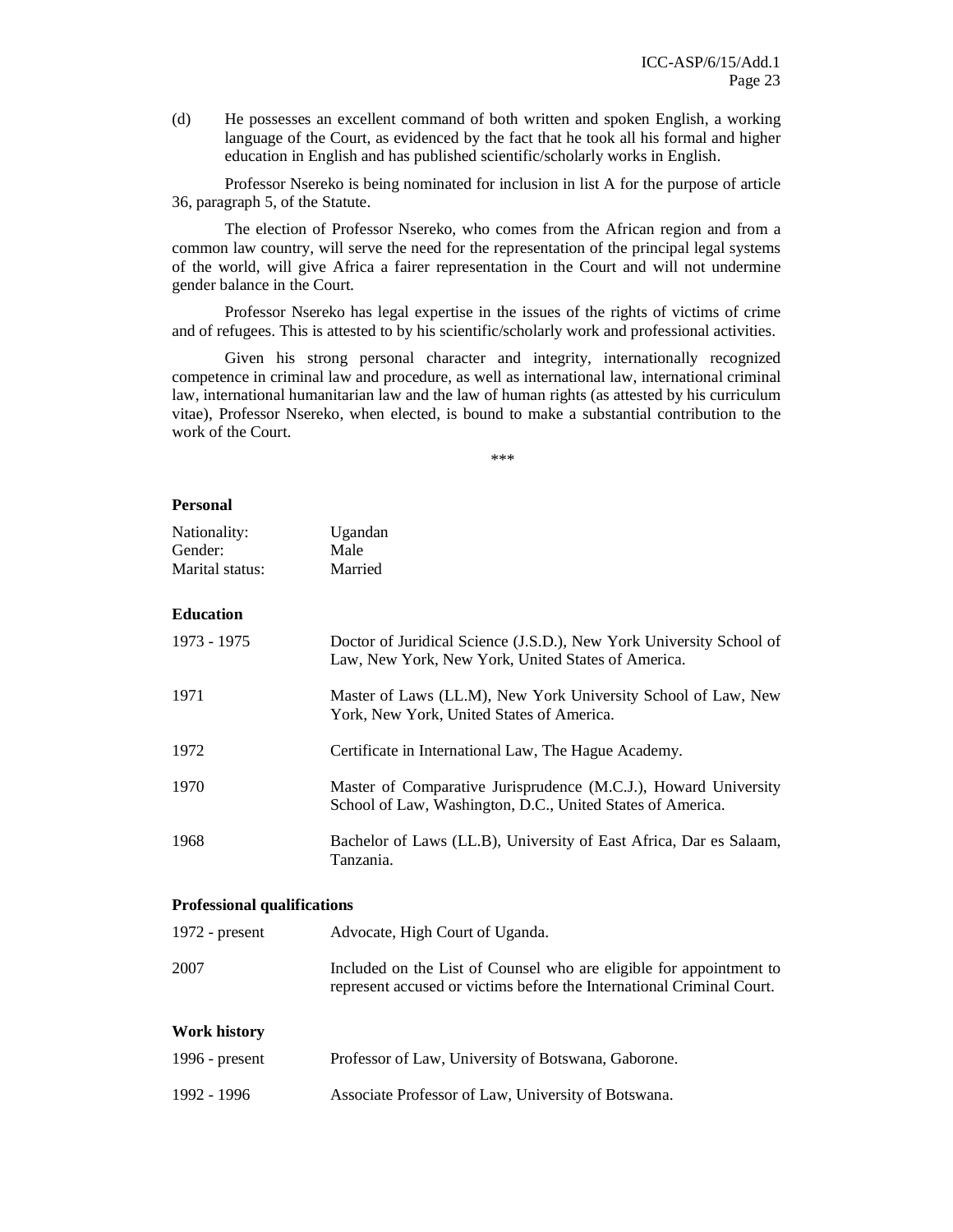(d) He possesses an excellent command of both written and spoken English, a working language of the Court, as evidenced by the fact that he took all his formal and higher education in English and has published scientific/scholarly works in English.

Professor Nsereko is being nominated for inclusion in list A for the purpose of article 36, paragraph 5, of the Statute.

The election of Professor Nsereko, who comes from the African region and from a common law country, will serve the need for the representation of the principal legal systems of the world, will give Africa a fairer representation in the Court and will not undermine gender balance in the Court.

Professor Nsereko has legal expertise in the issues of the rights of victims of crime and of refugees. This is attested to by his scientific/scholarly work and professional activities.

Given his strong personal character and integrity, internationally recognized competence in criminal law and procedure, as well as international law, international criminal law, international humanitarian law and the law of human rights (as attested by his curriculum vitae), Professor Nsereko, when elected, is bound to make a substantial contribution to the work of the Court.

\*\*\*

**Personal**

| | |
|---|---|
| Nationality: | Ugandan |
| Gender: | Male |
| Marital status: | Married |

**Education**

| | |
|---|---|
| 1973 - 1975 | Doctor of Juridical Science (J.S.D.), New York University School of Law, New York, New York, United States of America. |
| 1971 | Master of Laws (LL.M), New York University School of Law, New York, New York, United States of America. |
| 1972 | Certificate in International Law, The Hague Academy. |
| 1970 | Master of Comparative Jurisprudence (M.C.J.), Howard University School of Law, Washington, D.C., United States of America. |
| 1968 | Bachelor of Laws (LL.B), University of East Africa, Dar es Salaam, Tanzania. |

**Professional qualifications**

| | |
|---|---|
| 1972 - present | Advocate, High Court of Uganda. |
| 2007 | Included on the List of Counsel who are eligible for appointment to represent accused or victims before the International Criminal Court. |

**Work history**

| | |
|---|---|
| 1996 - present | Professor of Law, University of Botswana, Gaborone. |
| 1992 - 1996 | Associate Professor of Law, University of Botswana. |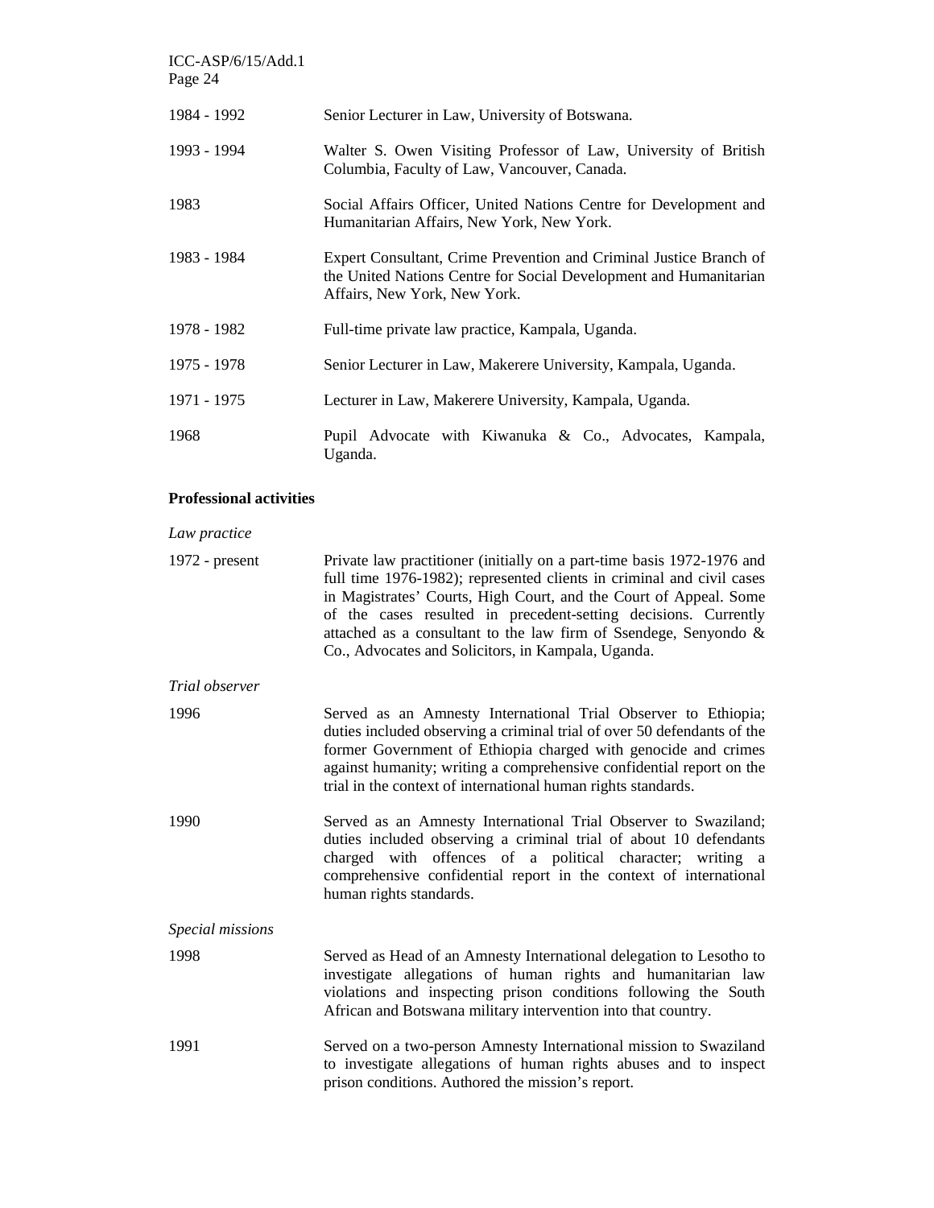| | |
|---|---|
| 1984 - 1992 | Senior Lecturer in Law, University of Botswana. |
| 1993 - 1994 | Walter S. Owen Visiting Professor of Law, University of British Columbia, Faculty of Law, Vancouver, Canada. |
| 1983 | Social Affairs Officer, United Nations Centre for Development and Humanitarian Affairs, New York, New York. |
| 1983 - 1984 | Expert Consultant, Crime Prevention and Criminal Justice Branch of the United Nations Centre for Social Development and Humanitarian Affairs, New York, New York. |
| 1978 - 1982 | Full-time private law practice, Kampala, Uganda. |
| 1975 - 1978 | Senior Lecturer in Law, Makerere University, Kampala, Uganda. |
| 1971 - 1975 | Lecturer in Law, Makerere University, Kampala, Uganda. |
| 1968 | Pupil Advocate with Kiwanuka & Co., Advocates, Kampala, Uganda. |

**Professional activities**

*Law practice*

| | |
|---|---|
| 1972 - present | Private law practitioner (initially on a part-time basis 1972-1976 and full time 1976-1982); represented clients in criminal and civil cases in Magistrates' Courts, High Court, and the Court of Appeal. Some of the cases resulted in precedent-setting decisions. Currently attached as a consultant to the law firm of Ssendege, Senyondo & Co., Advocates and Solicitors, in Kampala, Uganda. |

*Trial observer*

| | |
|---|---|
| 1996 | Served as an Amnesty International Trial Observer to Ethiopia; duties included observing a criminal trial of over 50 defendants of the former Government of Ethiopia charged with genocide and crimes against humanity; writing a comprehensive confidential report on the trial in the context of international human rights standards. |
| 1990 | Served as an Amnesty International Trial Observer to Swaziland; duties included observing a criminal trial of about 10 defendants charged with offences of a political character; writing a comprehensive confidential report in the context of international human rights standards. |

*Special missions*

| | |
|---|---|
| 1998 | Served as Head of an Amnesty International delegation to Lesotho to investigate allegations of human rights and humanitarian law violations and inspecting prison conditions following the South African and Botswana military intervention into that country. |
| 1991 | Served on a two-person Amnesty International mission to Swaziland to investigate allegations of human rights abuses and to inspect prison conditions. Authored the mission's report. |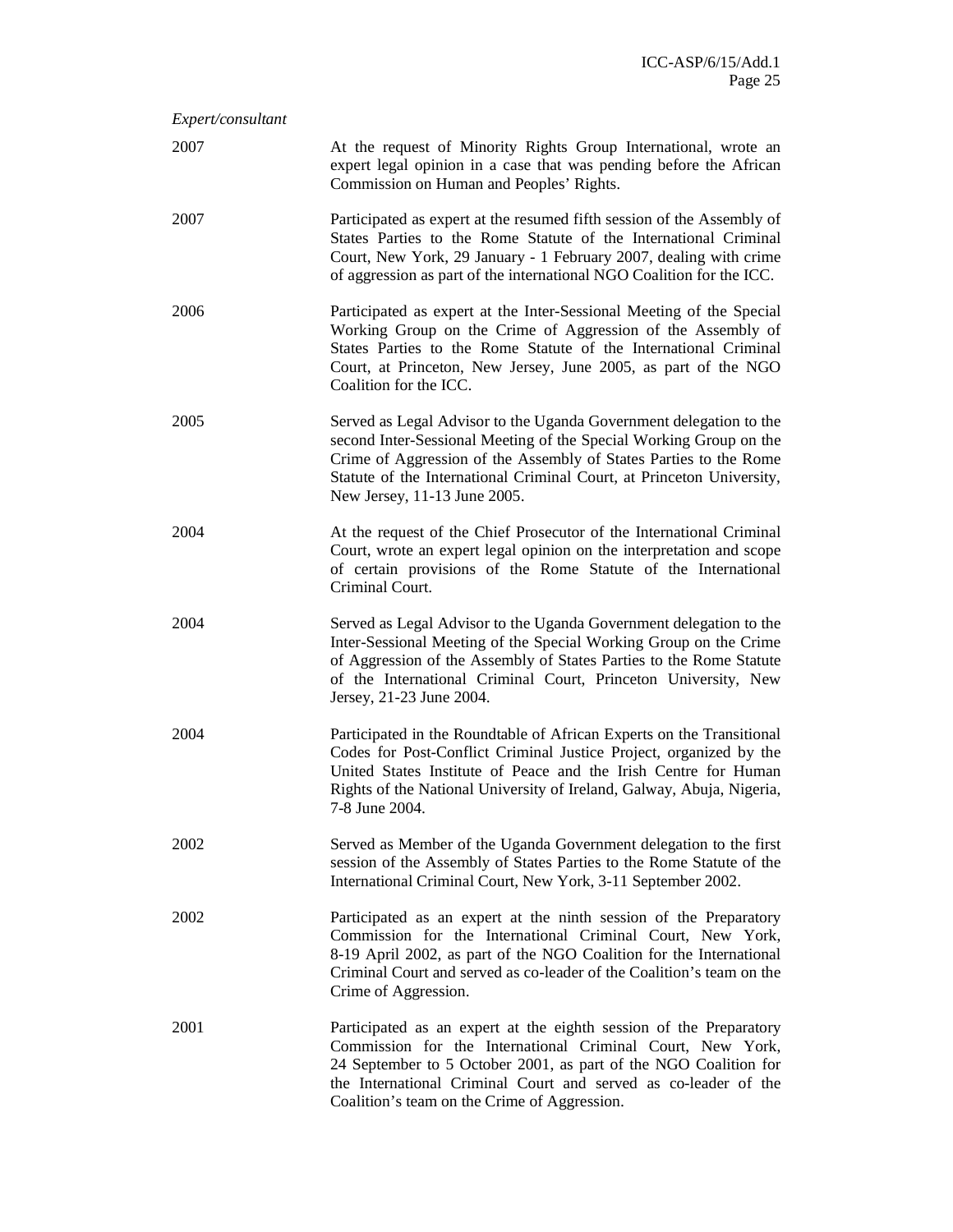*Expert/consultant*

| | |
|---|---|
| 2007 | At the request of Minority Rights Group International, wrote an expert legal opinion in a case that was pending before the African Commission on Human and Peoples' Rights. |
| 2007 | Participated as expert at the resumed fifth session of the Assembly of States Parties to the Rome Statute of the International Criminal Court, New York, 29 January - 1 February 2007, dealing with crime of aggression as part of the international NGO Coalition for the ICC. |
| 2006 | Participated as expert at the Inter-Sessional Meeting of the Special Working Group on the Crime of Aggression of the Assembly of States Parties to the Rome Statute of the International Criminal Court, at Princeton, New Jersey, June 2005, as part of the NGO Coalition for the ICC. |
| 2005 | Served as Legal Advisor to the Uganda Government delegation to the second Inter-Sessional Meeting of the Special Working Group on the Crime of Aggression of the Assembly of States Parties to the Rome Statute of the International Criminal Court, at Princeton University, New Jersey, 11-13 June 2005. |
| 2004 | At the request of the Chief Prosecutor of the International Criminal Court, wrote an expert legal opinion on the interpretation and scope of certain provisions of the Rome Statute of the International Criminal Court. |
| 2004 | Served as Legal Advisor to the Uganda Government delegation to the Inter-Sessional Meeting of the Special Working Group on the Crime of Aggression of the Assembly of States Parties to the Rome Statute of the International Criminal Court, Princeton University, New Jersey, 21-23 June 2004. |
| 2004 | Participated in the Roundtable of African Experts on the Transitional Codes for Post-Conflict Criminal Justice Project, organized by the United States Institute of Peace and the Irish Centre for Human Rights of the National University of Ireland, Galway, Abuja, Nigeria, 7-8 June 2004. |
| 2002 | Served as Member of the Uganda Government delegation to the first session of the Assembly of States Parties to the Rome Statute of the International Criminal Court, New York, 3-11 September 2002. |
| 2002 | Participated as an expert at the ninth session of the Preparatory Commission for the International Criminal Court, New York, 8-19 April 2002, as part of the NGO Coalition for the International Criminal Court and served as co-leader of the Coalition's team on the Crime of Aggression. |
| 2001 | Participated as an expert at the eighth session of the Preparatory Commission for the International Criminal Court, New York, 24 September to 5 October 2001, as part of the NGO Coalition for the International Criminal Court and served as co-leader of the Coalition's team on the Crime of Aggression. |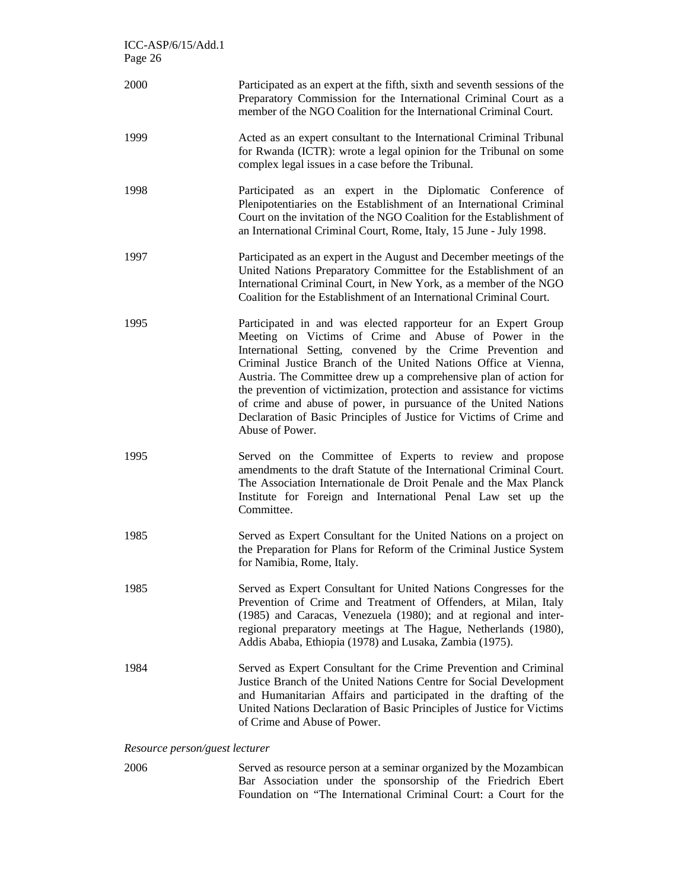2000 Participated as an expert at the fifth, sixth and seventh sessions of the Preparatory Commission for the International Criminal Court as a member of the NGO Coalition for the International Criminal Court.

1999 Acted as an expert consultant to the International Criminal Tribunal for Rwanda (ICTR): wrote a legal opinion for the Tribunal on some complex legal issues in a case before the Tribunal.

1998 Participated as an expert in the Diplomatic Conference of Plenipotentiaries on the Establishment of an International Criminal Court on the invitation of the NGO Coalition for the Establishment of an International Criminal Court, Rome, Italy, 15 June - July 1998.

1997 Participated as an expert in the August and December meetings of the United Nations Preparatory Committee for the Establishment of an International Criminal Court, in New York, as a member of the NGO Coalition for the Establishment of an International Criminal Court.

1995 Participated in and was elected rapporteur for an Expert Group Meeting on Victims of Crime and Abuse of Power in the International Setting, convened by the Crime Prevention and Criminal Justice Branch of the United Nations Office at Vienna, Austria. The Committee drew up a comprehensive plan of action for the prevention of victimization, protection and assistance for victims of crime and abuse of power, in pursuance of the United Nations Declaration of Basic Principles of Justice for Victims of Crime and Abuse of Power.

1995 Served on the Committee of Experts to review and propose amendments to the draft Statute of the International Criminal Court. The Association Internationale de Droit Penale and the Max Planck Institute for Foreign and International Penal Law set up the Committee.

1985 Served as Expert Consultant for the United Nations on a project on the Preparation for Plans for Reform of the Criminal Justice System for Namibia, Rome, Italy.

1985 Served as Expert Consultant for United Nations Congresses for the Prevention of Crime and Treatment of Offenders, at Milan, Italy (1985) and Caracas, Venezuela (1980); and at regional and inter-regional preparatory meetings at The Hague, Netherlands (1980), Addis Ababa, Ethiopia (1978) and Lusaka, Zambia (1975).

1984 Served as Expert Consultant for the Crime Prevention and Criminal Justice Branch of the United Nations Centre for Social Development and Humanitarian Affairs and participated in the drafting of the United Nations Declaration of Basic Principles of Justice for Victims of Crime and Abuse of Power.

*Resource person/guest lecturer*

2006 Served as resource person at a seminar organized by the Mozambican Bar Association under the sponsorship of the Friedrich Ebert Foundation on "The International Criminal Court: a Court for the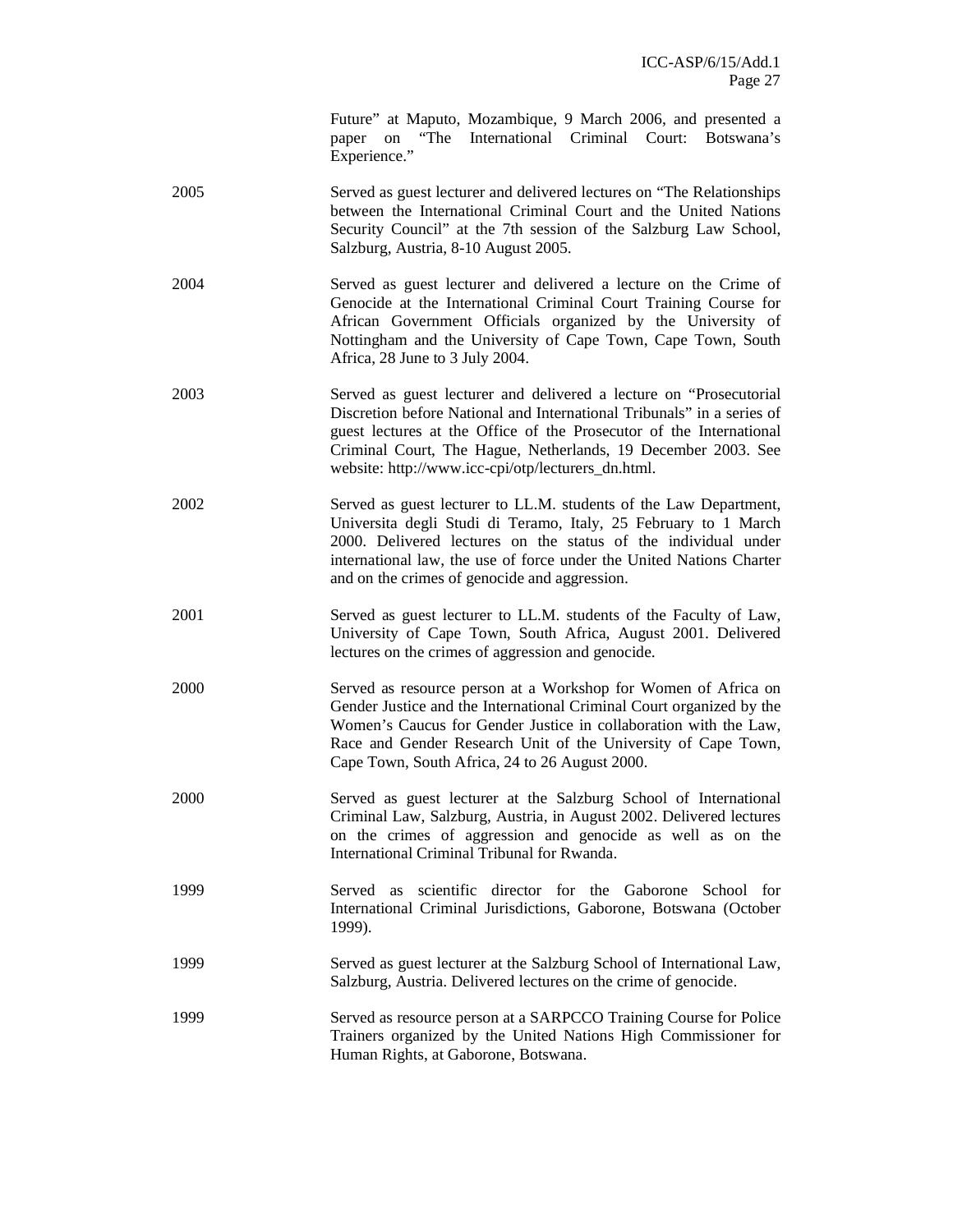Future" at Maputo, Mozambique, 9 March 2006, and presented a paper on "The International Criminal Court: Botswana's Experience."

| | |
|---|---|
| 2005 | Served as guest lecturer and delivered lectures on "The Relationships between the International Criminal Court and the United Nations Security Council" at the 7th session of the Salzburg Law School, Salzburg, Austria, 8-10 August 2005. |
| 2004 | Served as guest lecturer and delivered a lecture on the Crime of Genocide at the International Criminal Court Training Course for African Government Officials organized by the University of Nottingham and the University of Cape Town, Cape Town, South Africa, 28 June to 3 July 2004. |
| 2003 | Served as guest lecturer and delivered a lecture on "Prosecutorial Discretion before National and International Tribunals" in a series of guest lectures at the Office of the Prosecutor of the International Criminal Court, The Hague, Netherlands, 19 December 2003. See website: http://www.icc-cpi/otp/lecturers_dn.html. |
| 2002 | Served as guest lecturer to LL.M. students of the Law Department, Universita degli Studi di Teramo, Italy, 25 February to 1 March 2000. Delivered lectures on the status of the individual under international law, the use of force under the United Nations Charter and on the crimes of genocide and aggression. |
| 2001 | Served as guest lecturer to LL.M. students of the Faculty of Law, University of Cape Town, South Africa, August 2001. Delivered lectures on the crimes of aggression and genocide. |
| 2000 | Served as resource person at a Workshop for Women of Africa on Gender Justice and the International Criminal Court organized by the Women's Caucus for Gender Justice in collaboration with the Law, Race and Gender Research Unit of the University of Cape Town, Cape Town, South Africa, 24 to 26 August 2000. |
| 2000 | Served as guest lecturer at the Salzburg School of International Criminal Law, Salzburg, Austria, in August 2002. Delivered lectures on the crimes of aggression and genocide as well as on the International Criminal Tribunal for Rwanda. |
| 1999 | Served as scientific director for the Gaborone School for International Criminal Jurisdictions, Gaborone, Botswana (October 1999). |
| 1999 | Served as guest lecturer at the Salzburg School of International Law, Salzburg, Austria. Delivered lectures on the crime of genocide. |
| 1999 | Served as resource person at a SARPCCO Training Course for Police Trainers organized by the United Nations High Commissioner for Human Rights, at Gaborone, Botswana. |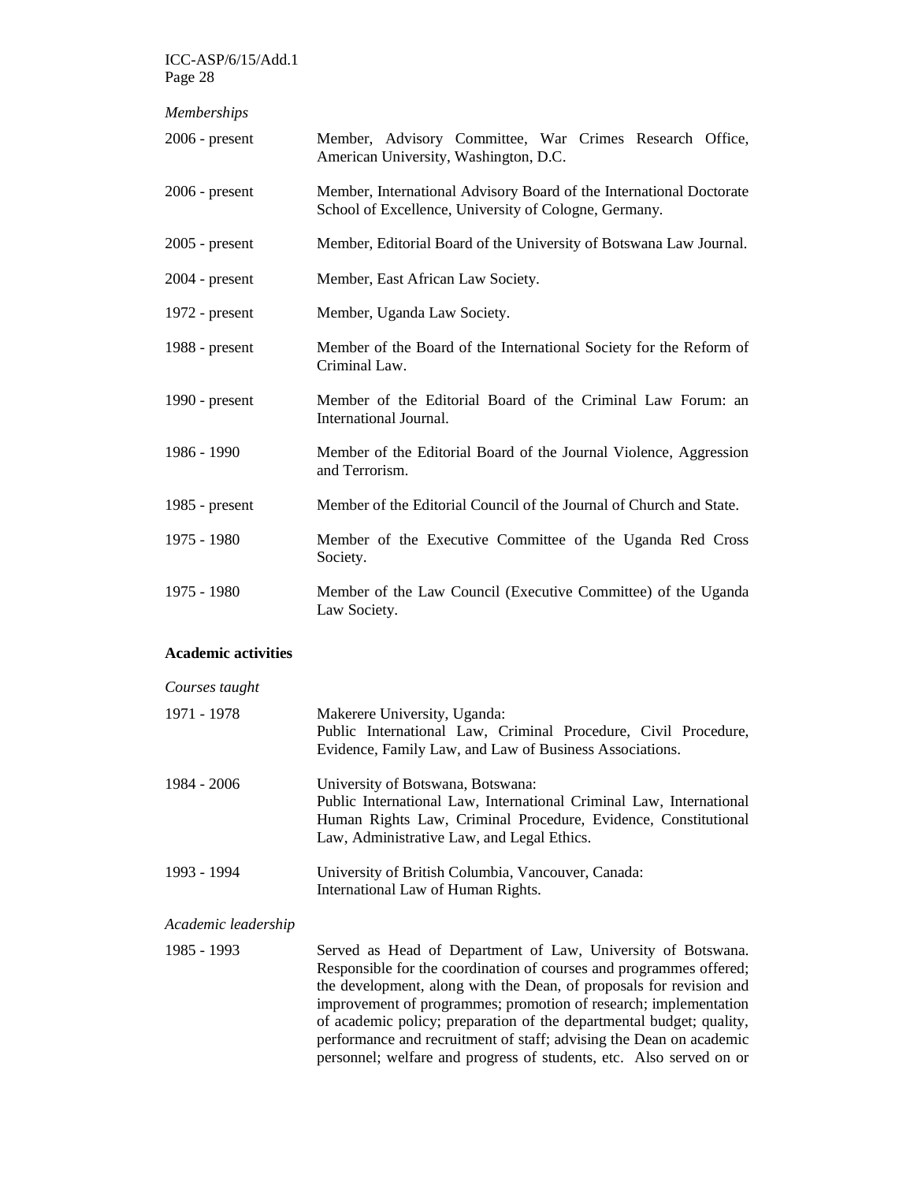*Memberships*

| | |
|---|---|
| 2006 - present | Member, Advisory Committee, War Crimes Research Office, American University, Washington, D.C. |
| 2006 - present | Member, International Advisory Board of the International Doctorate School of Excellence, University of Cologne, Germany. |
| 2005 - present | Member, Editorial Board of the University of Botswana Law Journal. |
| 2004 - present | Member, East African Law Society. |
| 1972 - present | Member, Uganda Law Society. |
| 1988 - present | Member of the Board of the International Society for the Reform of Criminal Law. |
| 1990 - present | Member of the Editorial Board of the Criminal Law Forum: an International Journal. |
| 1986 - 1990 | Member of the Editorial Board of the Journal Violence, Aggression and Terrorism. |
| 1985 - present | Member of the Editorial Council of the Journal of Church and State. |
| 1975 - 1980 | Member of the Executive Committee of the Uganda Red Cross Society. |
| 1975 - 1980 | Member of the Law Council (Executive Committee) of the Uganda Law Society. |

**Academic activities**

*Courses taught*

| | |
|---|---|
| 1971 - 1978 | Makerere University, Uganda: Public International Law, Criminal Procedure, Civil Procedure, Evidence, Family Law, and Law of Business Associations. |
| 1984 - 2006 | University of Botswana, Botswana: Public International Law, International Criminal Law, International Human Rights Law, Criminal Procedure, Evidence, Constitutional Law, Administrative Law, and Legal Ethics. |
| 1993 - 1994 | University of British Columbia, Vancouver, Canada: International Law of Human Rights. |

*Academic leadership*

| | |
|---|---|
| 1985 - 1993 | Served as Head of Department of Law, University of Botswana. Responsible for the coordination of courses and programmes offered; the development, along with the Dean, of proposals for revision and improvement of programmes; promotion of research; implementation of academic policy; preparation of the departmental budget; quality, performance and recruitment of staff; advising the Dean on academic personnel; welfare and progress of students, etc. Also served on or |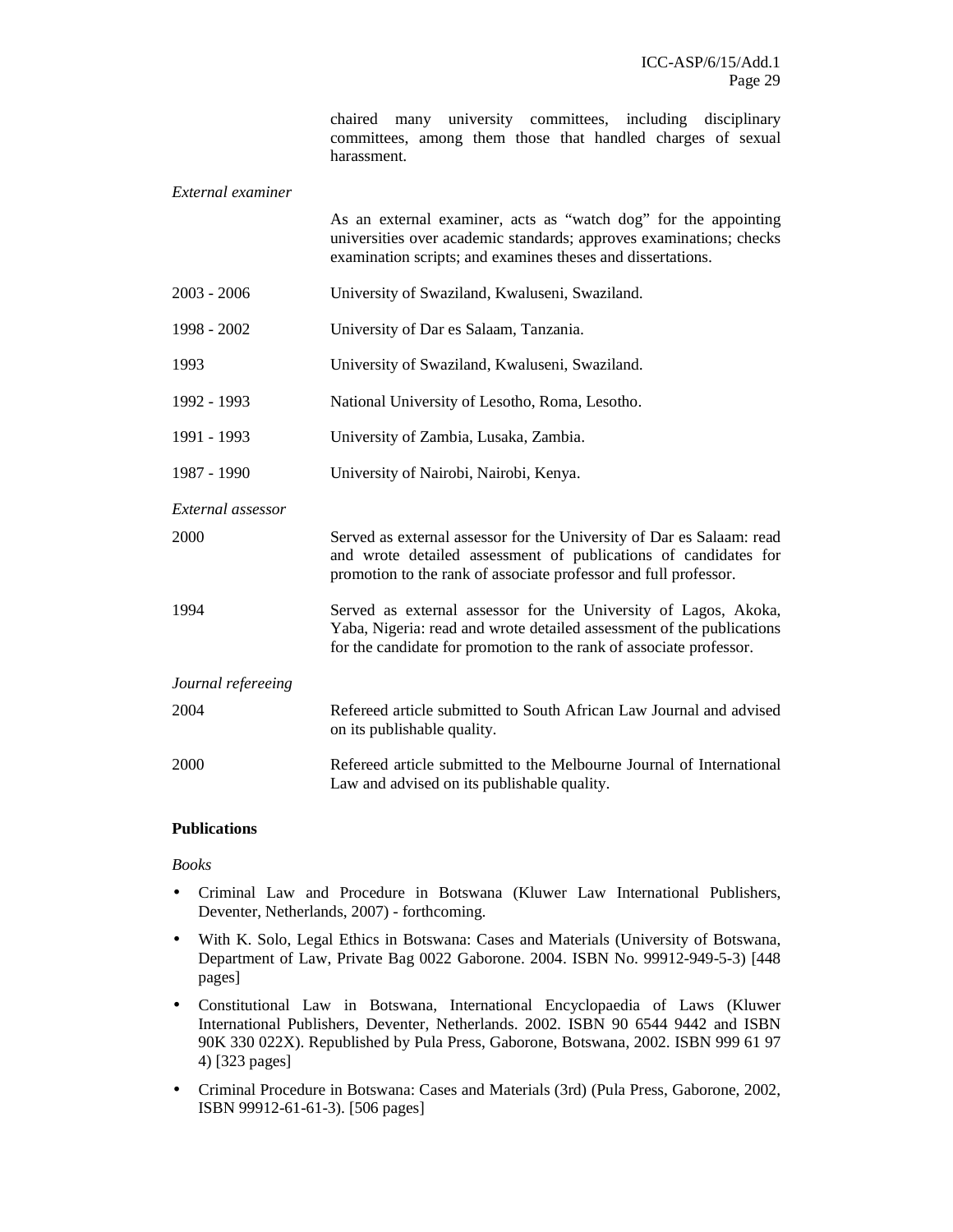chaired many university committees, including disciplinary committees, among them those that handled charges of sexual harassment.

*External examiner*

As an external examiner, acts as "watch dog" for the appointing universities over academic standards; approves examinations; checks examination scripts; and examines theses and dissertations.

| | |
|---|---|
| 2003 - 2006 | University of Swaziland, Kwaluseni, Swaziland. |
| 1998 - 2002 | University of Dar es Salaam, Tanzania. |
| 1993 | University of Swaziland, Kwaluseni, Swaziland. |
| 1992 - 1993 | National University of Lesotho, Roma, Lesotho. |
| 1991 - 1993 | University of Zambia, Lusaka, Zambia. |
| 1987 - 1990 | University of Nairobi, Nairobi, Kenya. |

*External assessor*

| | |
|---|---|
| 2000 | Served as external assessor for the University of Dar es Salaam: read and wrote detailed assessment of publications of candidates for promotion to the rank of associate professor and full professor. |
| 1994 | Served as external assessor for the University of Lagos, Akoka, Yaba, Nigeria: read and wrote detailed assessment of the publications for the candidate for promotion to the rank of associate professor. |

*Journal refereeing*

| | |
|---|---|
| 2004 | Refereed article submitted to South African Law Journal and advised on its publishable quality. |
| 2000 | Refereed article submitted to the Melbourne Journal of International Law and advised on its publishable quality. |

**Publications**

*Books*

- Criminal Law and Procedure in Botswana (Kluwer Law International Publishers, Deventer, Netherlands, 2007) - forthcoming.
- With K. Solo, Legal Ethics in Botswana: Cases and Materials (University of Botswana, Department of Law, Private Bag 0022 Gaborone. 2004. ISBN No. 99912-949-5-3) [448 pages]
- Constitutional Law in Botswana, International Encyclopaedia of Laws (Kluwer International Publishers, Deventer, Netherlands. 2002. ISBN 90 6544 9442 and ISBN 90K 330 022X). Republished by Pula Press, Gaborone, Botswana, 2002. ISBN 999 61 97 4) [323 pages]
- Criminal Procedure in Botswana: Cases and Materials (3rd) (Pula Press, Gaborone, 2002, ISBN 99912-61-61-3). [506 pages]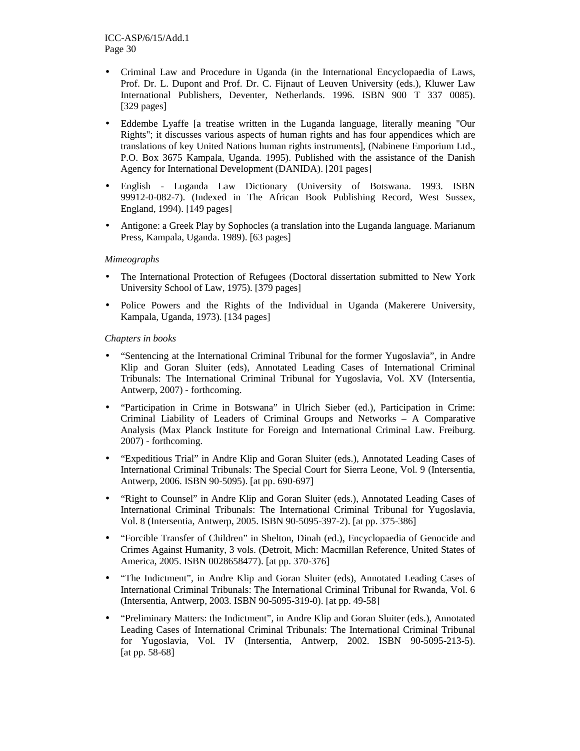- Criminal Law and Procedure in Uganda (in the International Encyclopaedia of Laws, Prof. Dr. L. Dupont and Prof. Dr. C. Fijnaut of Leuven University (eds.), Kluwer Law International Publishers, Deventer, Netherlands. 1996. ISBN 900 T 337 0085). [329 pages]
- Eddembe Lyaffe [a treatise written in the Luganda language, literally meaning "Our Rights"; it discusses various aspects of human rights and has four appendices which are translations of key United Nations human rights instruments], (Nabinene Emporium Ltd., P.O. Box 3675 Kampala, Uganda. 1995). Published with the assistance of the Danish Agency for International Development (DANIDA). [201 pages]
- English - Luganda Law Dictionary (University of Botswana. 1993. ISBN 99912-0-082-7). (Indexed in The African Book Publishing Record, West Sussex, England, 1994). [149 pages]
- Antigone: a Greek Play by Sophocles (a translation into the Luganda language. Marianum Press, Kampala, Uganda. 1989). [63 pages]

*Mimeographs*

- The International Protection of Refugees (Doctoral dissertation submitted to New York University School of Law, 1975). [379 pages]
- Police Powers and the Rights of the Individual in Uganda (Makerere University, Kampala, Uganda, 1973). [134 pages]

*Chapters in books*

- "Sentencing at the International Criminal Tribunal for the former Yugoslavia", in Andre Klip and Goran Sluiter (eds), Annotated Leading Cases of International Criminal Tribunals: The International Criminal Tribunal for Yugoslavia, Vol. XV (Intersentia, Antwerp, 2007) - forthcoming.
- "Participation in Crime in Botswana" in Ulrich Sieber (ed.), Participation in Crime: Criminal Liability of Leaders of Criminal Groups and Networks – A Comparative Analysis (Max Planck Institute for Foreign and International Criminal Law. Freiburg. 2007) - forthcoming.
- "Expeditious Trial" in Andre Klip and Goran Sluiter (eds.), Annotated Leading Cases of International Criminal Tribunals: The Special Court for Sierra Leone, Vol. 9 (Intersentia, Antwerp, 2006. ISBN 90-5095). [at pp. 690-697]
- "Right to Counsel" in Andre Klip and Goran Sluiter (eds.), Annotated Leading Cases of International Criminal Tribunals: The International Criminal Tribunal for Yugoslavia, Vol. 8 (Intersentia, Antwerp, 2005. ISBN 90-5095-397-2). [at pp. 375-386]
- "Forcible Transfer of Children" in Shelton, Dinah (ed.), Encyclopaedia of Genocide and Crimes Against Humanity, 3 vols. (Detroit, Mich: Macmillan Reference, United States of America, 2005. ISBN 0028658477). [at pp. 370-376]
- "The Indictment", in Andre Klip and Goran Sluiter (eds), Annotated Leading Cases of International Criminal Tribunals: The International Criminal Tribunal for Rwanda, Vol. 6 (Intersentia, Antwerp, 2003. ISBN 90-5095-319-0). [at pp. 49-58]
- "Preliminary Matters: the Indictment", in Andre Klip and Goran Sluiter (eds.), Annotated Leading Cases of International Criminal Tribunals: The International Criminal Tribunal for Yugoslavia, Vol. IV (Intersentia, Antwerp, 2002. ISBN 90-5095-213-5). [at pp. 58-68]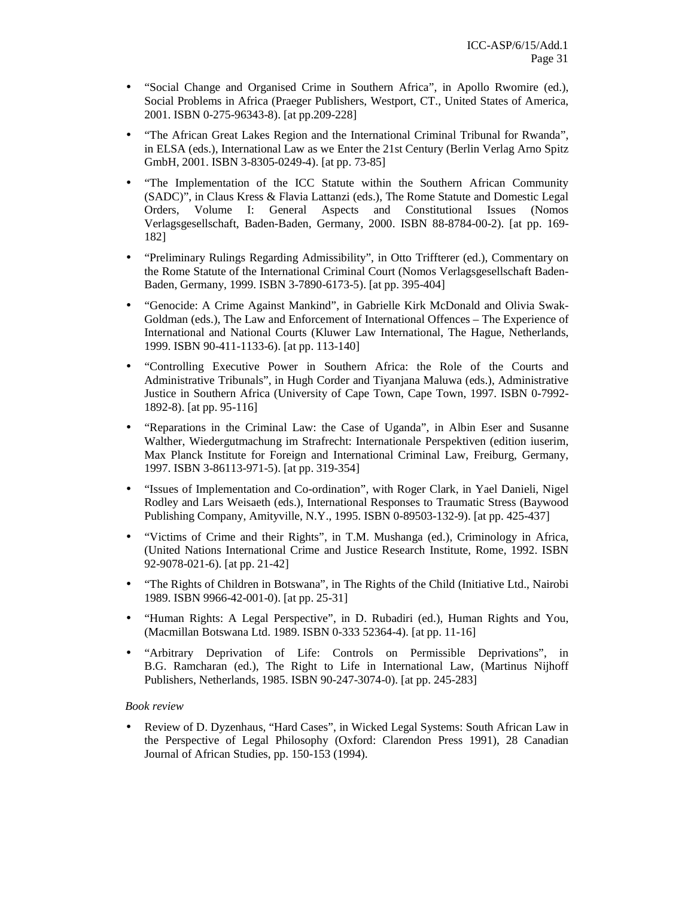- “Social Change and Organised Crime in Southern Africa”, in Apollo Rwomire (ed.), Social Problems in Africa (Praeger Publishers, Westport, CT., United States of America, 2001. ISBN 0-275-96343-8). [at pp.209-228]

- “The African Great Lakes Region and the International Criminal Tribunal for Rwanda”, in ELSA (eds.), International Law as we Enter the 21st Century (Berlin Verlag Arno Spitz GmbH, 2001. ISBN 3-8305-0249-4). [at pp. 73-85]

- “The Implementation of the ICC Statute within the Southern African Community (SADC)”, in Claus Kress & Flavia Lattanzi (eds.), The Rome Statute and Domestic Legal Orders, Volume I: General Aspects and Constitutional Issues (Nomos Verlagsgesellschaft, Baden-Baden, Germany, 2000. ISBN 88-8784-00-2). [at pp. 169-182]

- “Preliminary Rulings Regarding Admissibility”, in Otto Triffterer (ed.), Commentary on the Rome Statute of the International Criminal Court (Nomos Verlagsgesellschaft Baden-Baden, Germany, 1999. ISBN 3-7890-6173-5). [at pp. 395-404]

- “Genocide: A Crime Against Mankind”, in Gabrielle Kirk McDonald and Olivia Swak-Goldman (eds.), The Law and Enforcement of International Offences – The Experience of International and National Courts (Kluwer Law International, The Hague, Netherlands, 1999. ISBN 90-411-1133-6). [at pp. 113-140]

- “Controlling Executive Power in Southern Africa: the Role of the Courts and Administrative Tribunals”, in Hugh Corder and Tiyanjana Maluwa (eds.), Administrative Justice in Southern Africa (University of Cape Town, Cape Town, 1997. ISBN 0-7992-1892-8). [at pp. 95-116]

- “Reparations in the Criminal Law: the Case of Uganda”, in Albin Eser and Susanne Walther, Wiedergutmachung im Strafrecht: Internationale Perspektiven (edition iuserim, Max Planck Institute for Foreign and International Criminal Law, Freiburg, Germany, 1997. ISBN 3-86113-971-5). [at pp. 319-354]

- “Issues of Implementation and Co-ordination”, with Roger Clark, in Yael Danieli, Nigel Rodley and Lars Weisaeth (eds.), International Responses to Traumatic Stress (Baywood Publishing Company, Amityville, N.Y., 1995. ISBN 0-89503-132-9). [at pp. 425-437]

- “Victims of Crime and their Rights”, in T.M. Mushanga (ed.), Criminology in Africa, (United Nations International Crime and Justice Research Institute, Rome, 1992. ISBN 92-9078-021-6). [at pp. 21-42]

- “The Rights of Children in Botswana”, in The Rights of the Child (Initiative Ltd., Nairobi 1989. ISBN 9966-42-001-0). [at pp. 25-31]

- “Human Rights: A Legal Perspective”, in D. Rubadiri (ed.), Human Rights and You, (Macmillan Botswana Ltd. 1989. ISBN 0-333 52364-4). [at pp. 11-16]

- “Arbitrary Deprivation of Life: Controls on Permissible Deprivations”, in B.G. Ramcharan (ed.), The Right to Life in International Law, (Martinus Nijhoff Publishers, Netherlands, 1985. ISBN 90-247-3074-0). [at pp. 245-283]

*Book review*

- Review of D. Dyzenhaus, “Hard Cases”, in Wicked Legal Systems: South African Law in the Perspective of Legal Philosophy (Oxford: Clarendon Press 1991), 28 Canadian Journal of African Studies, pp. 150-153 (1994).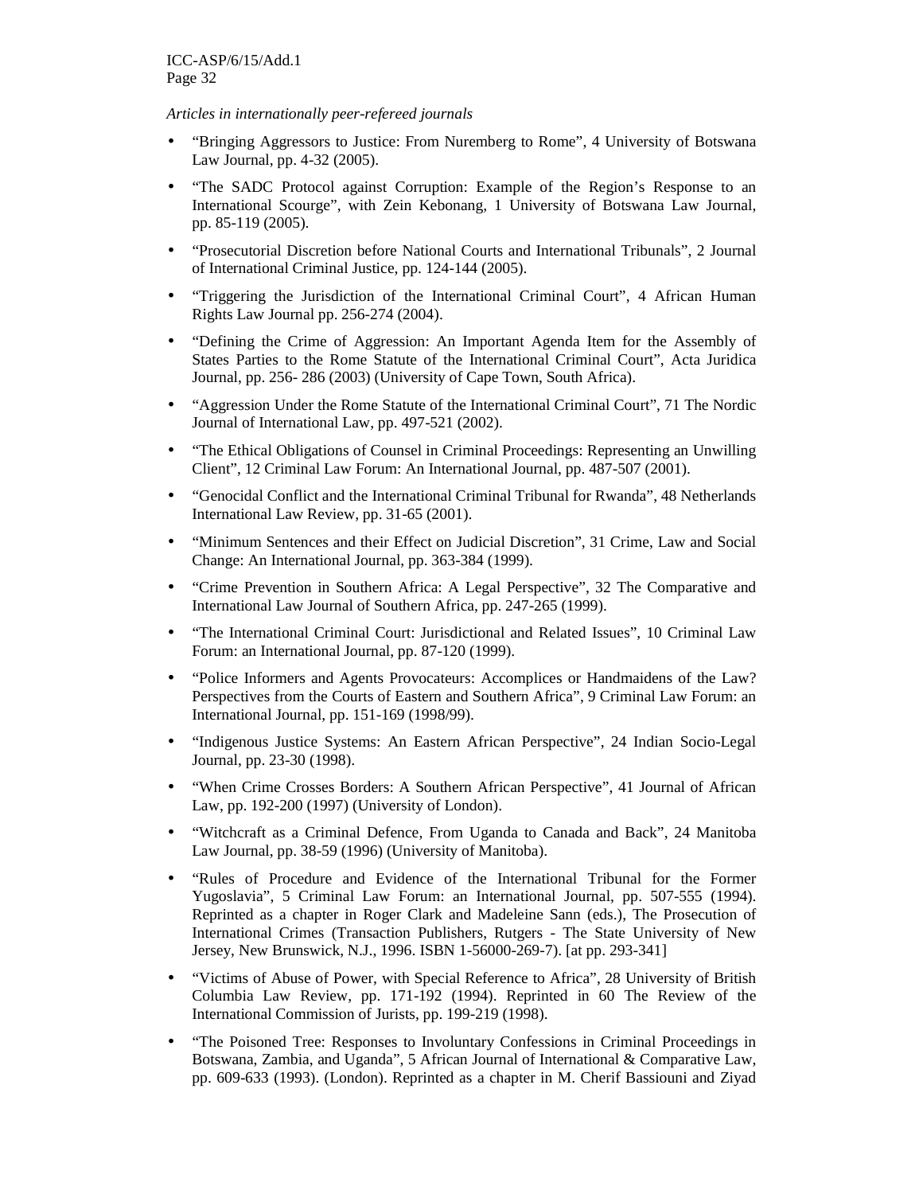*Articles in internationally peer-refereed journals*

- "Bringing Aggressors to Justice: From Nuremberg to Rome", 4 University of Botswana Law Journal, pp. 4-32 (2005).
- "The SADC Protocol against Corruption: Example of the Region's Response to an International Scourge", with Zein Kebonang, 1 University of Botswana Law Journal, pp. 85-119 (2005).
- "Prosecutorial Discretion before National Courts and International Tribunals", 2 Journal of International Criminal Justice, pp. 124-144 (2005).
- "Triggering the Jurisdiction of the International Criminal Court", 4 African Human Rights Law Journal pp. 256-274 (2004).
- "Defining the Crime of Aggression: An Important Agenda Item for the Assembly of States Parties to the Rome Statute of the International Criminal Court", Acta Juridica Journal, pp. 256- 286 (2003) (University of Cape Town, South Africa).
- "Aggression Under the Rome Statute of the International Criminal Court", 71 The Nordic Journal of International Law, pp. 497-521 (2002).
- "The Ethical Obligations of Counsel in Criminal Proceedings: Representing an Unwilling Client", 12 Criminal Law Forum: An International Journal, pp. 487-507 (2001).
- "Genocidal Conflict and the International Criminal Tribunal for Rwanda", 48 Netherlands International Law Review, pp. 31-65 (2001).
- "Minimum Sentences and their Effect on Judicial Discretion", 31 Crime, Law and Social Change: An International Journal, pp. 363-384 (1999).
- "Crime Prevention in Southern Africa: A Legal Perspective", 32 The Comparative and International Law Journal of Southern Africa, pp. 247-265 (1999).
- "The International Criminal Court: Jurisdictional and Related Issues", 10 Criminal Law Forum: an International Journal, pp. 87-120 (1999).
- "Police Informers and Agents Provocateurs: Accomplices or Handmaidens of the Law? Perspectives from the Courts of Eastern and Southern Africa", 9 Criminal Law Forum: an International Journal, pp. 151-169 (1998/99).
- "Indigenous Justice Systems: An Eastern African Perspective", 24 Indian Socio-Legal Journal, pp. 23-30 (1998).
- "When Crime Crosses Borders: A Southern African Perspective", 41 Journal of African Law, pp. 192-200 (1997) (University of London).
- "Witchcraft as a Criminal Defence, From Uganda to Canada and Back", 24 Manitoba Law Journal, pp. 38-59 (1996) (University of Manitoba).
- "Rules of Procedure and Evidence of the International Tribunal for the Former Yugoslavia", 5 Criminal Law Forum: an International Journal, pp. 507-555 (1994). Reprinted as a chapter in Roger Clark and Madeleine Sann (eds.), The Prosecution of International Crimes (Transaction Publishers, Rutgers - The State University of New Jersey, New Brunswick, N.J., 1996. ISBN 1-56000-269-7). [at pp. 293-341]
- "Victims of Abuse of Power, with Special Reference to Africa", 28 University of British Columbia Law Review, pp. 171-192 (1994). Reprinted in 60 The Review of the International Commission of Jurists, pp. 199-219 (1998).
- "The Poisoned Tree: Responses to Involuntary Confessions in Criminal Proceedings in Botswana, Zambia, and Uganda", 5 African Journal of International & Comparative Law, pp. 609-633 (1993). (London). Reprinted as a chapter in M. Cherif Bassiouni and Ziyad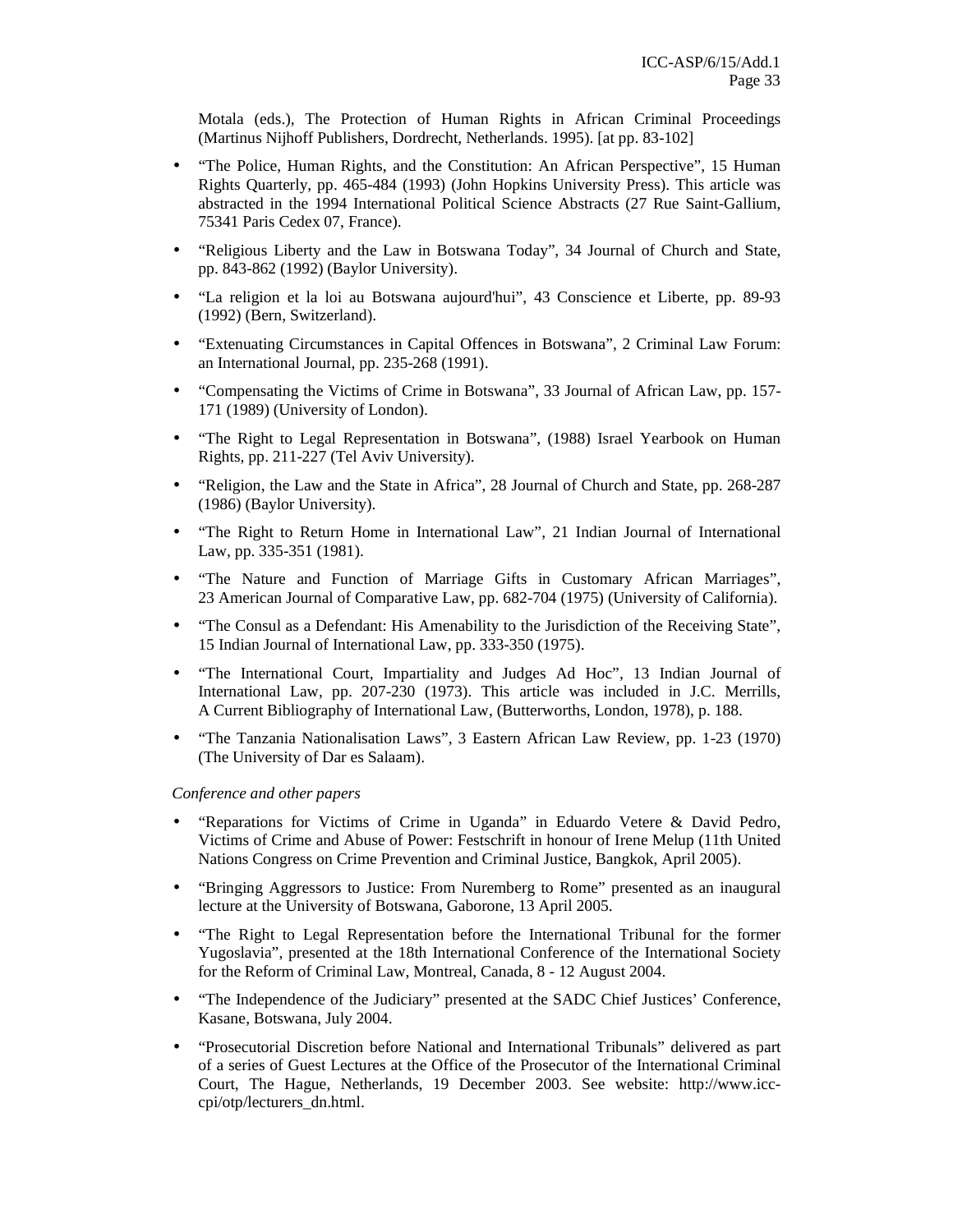Motala (eds.), The Protection of Human Rights in African Criminal Proceedings (Martinus Nijhoff Publishers, Dordrecht, Netherlands. 1995). [at pp. 83-102]

- "The Police, Human Rights, and the Constitution: An African Perspective", 15 Human Rights Quarterly, pp. 465-484 (1993) (John Hopkins University Press). This article was abstracted in the 1994 International Political Science Abstracts (27 Rue Saint-Gallium, 75341 Paris Cedex 07, France).
- "Religious Liberty and the Law in Botswana Today", 34 Journal of Church and State, pp. 843-862 (1992) (Baylor University).
- "La religion et la loi au Botswana aujourd'hui", 43 Conscience et Liberte, pp. 89-93 (1992) (Bern, Switzerland).
- "Extenuating Circumstances in Capital Offences in Botswana", 2 Criminal Law Forum: an International Journal, pp. 235-268 (1991).
- "Compensating the Victims of Crime in Botswana", 33 Journal of African Law, pp. 157-171 (1989) (University of London).
- "The Right to Legal Representation in Botswana", (1988) Israel Yearbook on Human Rights, pp. 211-227 (Tel Aviv University).
- "Religion, the Law and the State in Africa", 28 Journal of Church and State, pp. 268-287 (1986) (Baylor University).
- "The Right to Return Home in International Law", 21 Indian Journal of International Law, pp. 335-351 (1981).
- "The Nature and Function of Marriage Gifts in Customary African Marriages", 23 American Journal of Comparative Law, pp. 682-704 (1975) (University of California).
- "The Consul as a Defendant: His Amenability to the Jurisdiction of the Receiving State", 15 Indian Journal of International Law, pp. 333-350 (1975).
- "The International Court, Impartiality and Judges Ad Hoc", 13 Indian Journal of International Law, pp. 207-230 (1973). This article was included in J.C. Merrills, A Current Bibliography of International Law, (Butterworths, London, 1978), p. 188.
- "The Tanzania Nationalisation Laws", 3 Eastern African Law Review, pp. 1-23 (1970) (The University of Dar es Salaam).

*Conference and other papers*

- "Reparations for Victims of Crime in Uganda" in Eduardo Vetere & David Pedro, Victims of Crime and Abuse of Power: Festschrift in honour of Irene Melup (11th United Nations Congress on Crime Prevention and Criminal Justice, Bangkok, April 2005).
- "Bringing Aggressors to Justice: From Nuremberg to Rome" presented as an inaugural lecture at the University of Botswana, Gaborone, 13 April 2005.
- "The Right to Legal Representation before the International Tribunal for the former Yugoslavia", presented at the 18th International Conference of the International Society for the Reform of Criminal Law, Montreal, Canada, 8 - 12 August 2004.
- "The Independence of the Judiciary" presented at the SADC Chief Justices' Conference, Kasane, Botswana, July 2004.
- "Prosecutorial Discretion before National and International Tribunals" delivered as part of a series of Guest Lectures at the Office of the Prosecutor of the International Criminal Court, The Hague, Netherlands, 19 December 2003. See website: http://www.icc-cpi/otp/lecturers_dn.html.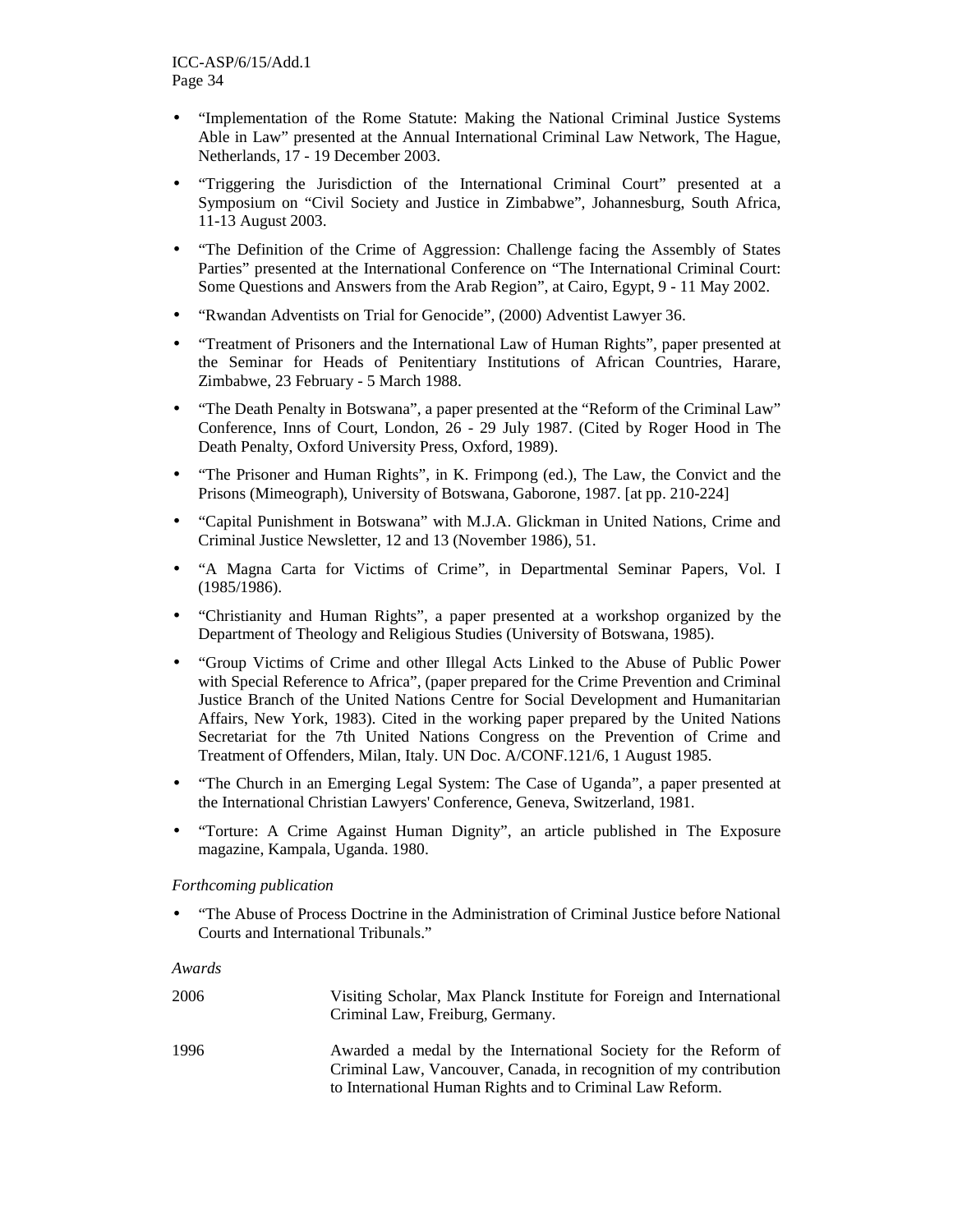- "Implementation of the Rome Statute: Making the National Criminal Justice Systems Able in Law" presented at the Annual International Criminal Law Network, The Hague, Netherlands, 17 - 19 December 2003.
- "Triggering the Jurisdiction of the International Criminal Court" presented at a Symposium on "Civil Society and Justice in Zimbabwe", Johannesburg, South Africa, 11-13 August 2003.
- "The Definition of the Crime of Aggression: Challenge facing the Assembly of States Parties" presented at the International Conference on "The International Criminal Court: Some Questions and Answers from the Arab Region", at Cairo, Egypt, 9 - 11 May 2002.
- "Rwandan Adventists on Trial for Genocide", (2000) Adventist Lawyer 36.
- "Treatment of Prisoners and the International Law of Human Rights", paper presented at the Seminar for Heads of Penitentiary Institutions of African Countries, Harare, Zimbabwe, 23 February - 5 March 1988.
- "The Death Penalty in Botswana", a paper presented at the "Reform of the Criminal Law" Conference, Inns of Court, London, 26 - 29 July 1987. (Cited by Roger Hood in The Death Penalty, Oxford University Press, Oxford, 1989).
- "The Prisoner and Human Rights", in K. Frimpong (ed.), The Law, the Convict and the Prisons (Mimeograph), University of Botswana, Gaborone, 1987. [at pp. 210-224]
- "Capital Punishment in Botswana" with M.J.A. Glickman in United Nations, Crime and Criminal Justice Newsletter, 12 and 13 (November 1986), 51.
- "A Magna Carta for Victims of Crime", in Departmental Seminar Papers, Vol. I (1985/1986).
- "Christianity and Human Rights", a paper presented at a workshop organized by the Department of Theology and Religious Studies (University of Botswana, 1985).
- "Group Victims of Crime and other Illegal Acts Linked to the Abuse of Public Power with Special Reference to Africa", (paper prepared for the Crime Prevention and Criminal Justice Branch of the United Nations Centre for Social Development and Humanitarian Affairs, New York, 1983). Cited in the working paper prepared by the United Nations Secretariat for the 7th United Nations Congress on the Prevention of Crime and Treatment of Offenders, Milan, Italy. UN Doc. A/CONF.121/6, 1 August 1985.
- "The Church in an Emerging Legal System: The Case of Uganda", a paper presented at the International Christian Lawyers' Conference, Geneva, Switzerland, 1981.
- "Torture: A Crime Against Human Dignity", an article published in The Exposure magazine, Kampala, Uganda. 1980.

*Forthcoming publication*

- "The Abuse of Process Doctrine in the Administration of Criminal Justice before National Courts and International Tribunals."

*Awards*

| | |
|---|---|
| 2006 | Visiting Scholar, Max Planck Institute for Foreign and International Criminal Law, Freiburg, Germany. |
| 1996 | Awarded a medal by the International Society for the Reform of Criminal Law, Vancouver, Canada, in recognition of my contribution to International Human Rights and to Criminal Law Reform. |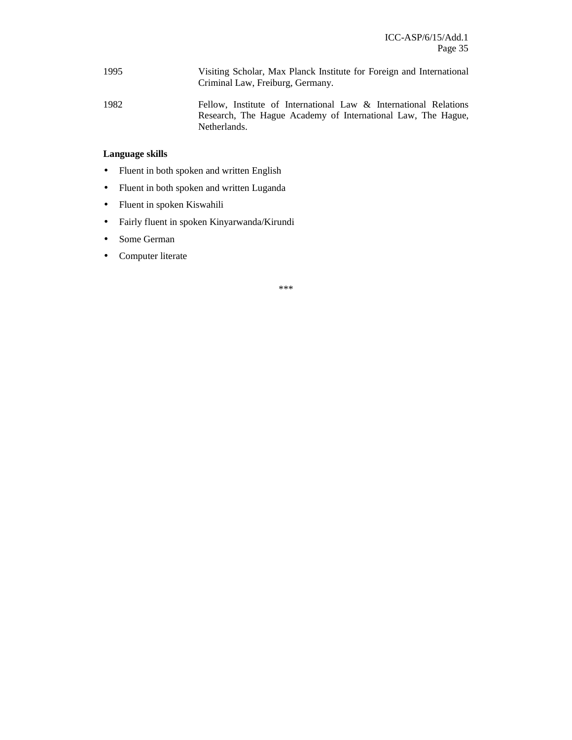| | |
|---|---|
| 1995 | Visiting Scholar, Max Planck Institute for Foreign and International Criminal Law, Freiburg, Germany. |
| 1982 | Fellow, Institute of International Law & International Relations Research, The Hague Academy of International Law, The Hague, Netherlands. |

**Language skills**

- Fluent in both spoken and written English
- Fluent in both spoken and written Luganda
- Fluent in spoken Kiswahili
- Fairly fluent in spoken Kinyarwanda/Kirundi
- Some German
- Computer literate

***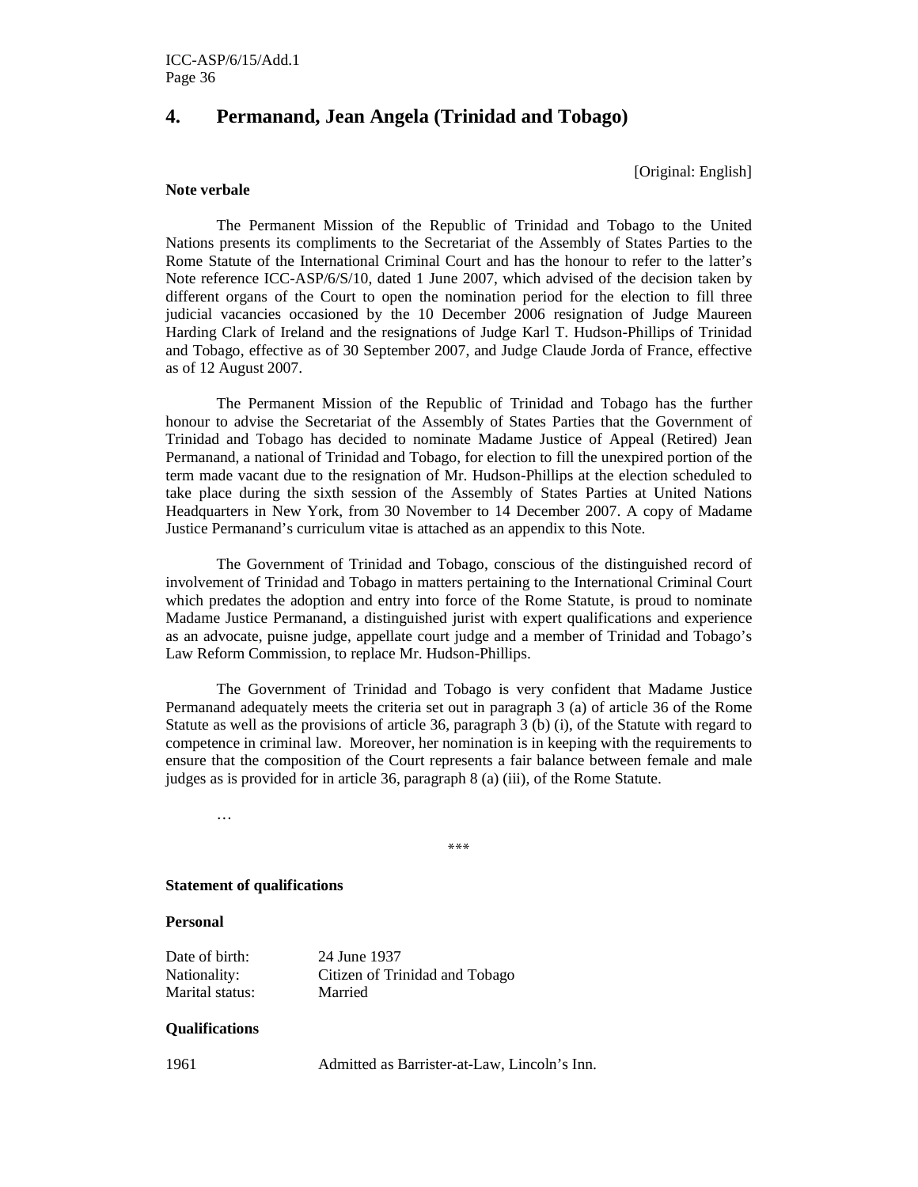## 4. Permanand, Jean Angela (Trinidad and Tobago)

[Original: English]

**Note verbale**

The Permanent Mission of the Republic of Trinidad and Tobago to the United Nations presents its compliments to the Secretariat of the Assembly of States Parties to the Rome Statute of the International Criminal Court and has the honour to refer to the latter's Note reference ICC-ASP/6/S/10, dated 1 June 2007, which advised of the decision taken by different organs of the Court to open the nomination period for the election to fill three judicial vacancies occasioned by the 10 December 2006 resignation of Judge Maureen Harding Clark of Ireland and the resignations of Judge Karl T. Hudson-Phillips of Trinidad and Tobago, effective as of 30 September 2007, and Judge Claude Jorda of France, effective as of 12 August 2007.

The Permanent Mission of the Republic of Trinidad and Tobago has the further honour to advise the Secretariat of the Assembly of States Parties that the Government of Trinidad and Tobago has decided to nominate Madame Justice of Appeal (Retired) Jean Permanand, a national of Trinidad and Tobago, for election to fill the unexpired portion of the term made vacant due to the resignation of Mr. Hudson-Phillips at the election scheduled to take place during the sixth session of the Assembly of States Parties at United Nations Headquarters in New York, from 30 November to 14 December 2007. A copy of Madame Justice Permanand's curriculum vitae is attached as an appendix to this Note.

The Government of Trinidad and Tobago, conscious of the distinguished record of involvement of Trinidad and Tobago in matters pertaining to the International Criminal Court which predates the adoption and entry into force of the Rome Statute, is proud to nominate Madame Justice Permanand, a distinguished jurist with expert qualifications and experience as an advocate, puisne judge, appellate court judge and a member of Trinidad and Tobago's Law Reform Commission, to replace Mr. Hudson-Phillips.

The Government of Trinidad and Tobago is very confident that Madame Justice Permanand adequately meets the criteria set out in paragraph 3 (a) of article 36 of the Rome Statute as well as the provisions of article 36, paragraph 3 (b) (i), of the Statute with regard to competence in criminal law. Moreover, her nomination is in keeping with the requirements to ensure that the composition of the Court represents a fair balance between female and male judges as is provided for in article 36, paragraph 8 (a) (iii), of the Rome Statute.

…

\*\*\*

**Statement of qualifications**

**Personal**

Date of birth: 24 June 1937
Nationality: Citizen of Trinidad and Tobago
Marital status: Married

**Qualifications**

1961 Admitted as Barrister-at-Law, Lincoln's Inn.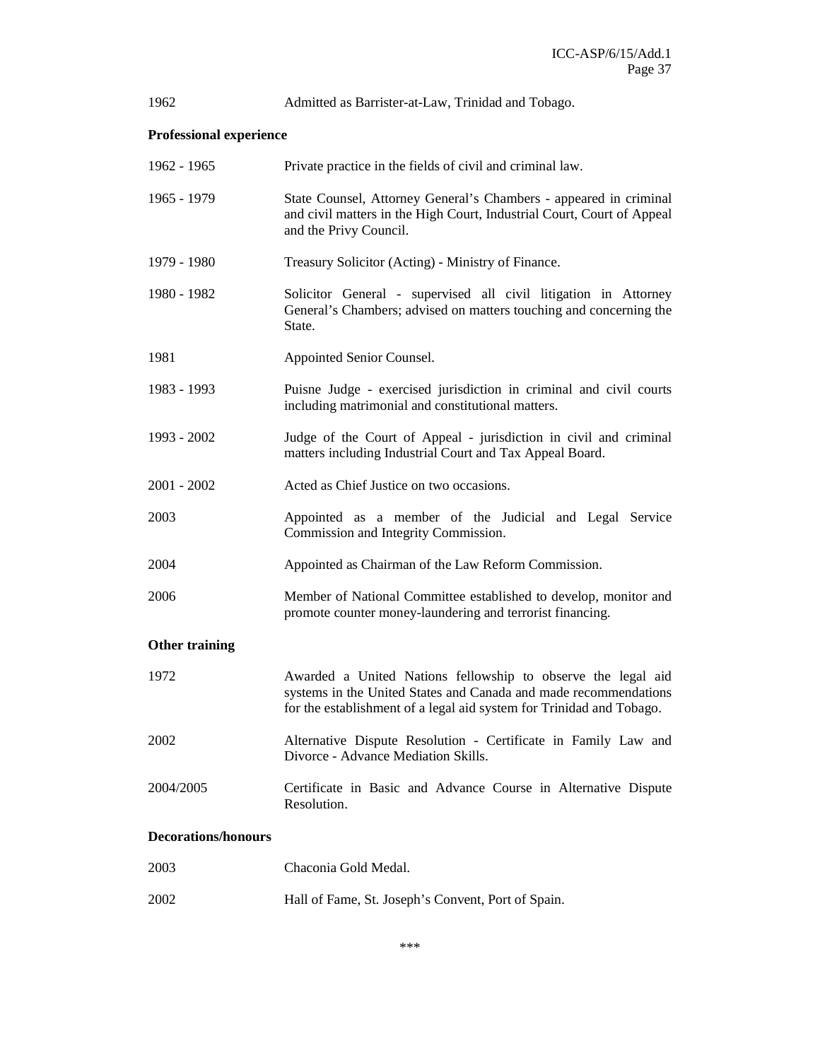| | |
|---|---|
| 1962 | Admitted as Barrister-at-Law, Trinidad and Tobago. |

**Professional experience**

| | |
|---|---|
| 1962 - 1965 | Private practice in the fields of civil and criminal law. |
| 1965 - 1979 | State Counsel, Attorney General's Chambers - appeared in criminal and civil matters in the High Court, Industrial Court, Court of Appeal and the Privy Council. |
| 1979 - 1980 | Treasury Solicitor (Acting) - Ministry of Finance. |
| 1980 - 1982 | Solicitor General - supervised all civil litigation in Attorney General's Chambers; advised on matters touching and concerning the State. |
| 1981 | Appointed Senior Counsel. |
| 1983 - 1993 | Puisne Judge - exercised jurisdiction in criminal and civil courts including matrimonial and constitutional matters. |
| 1993 - 2002 | Judge of the Court of Appeal - jurisdiction in civil and criminal matters including Industrial Court and Tax Appeal Board. |
| 2001 - 2002 | Acted as Chief Justice on two occasions. |
| 2003 | Appointed as a member of the Judicial and Legal Service Commission and Integrity Commission. |
| 2004 | Appointed as Chairman of the Law Reform Commission. |
| 2006 | Member of National Committee established to develop, monitor and promote counter money-laundering and terrorist financing. |

**Other training**

| | |
|---|---|
| 1972 | Awarded a United Nations fellowship to observe the legal aid systems in the United States and Canada and made recommendations for the establishment of a legal aid system for Trinidad and Tobago. |
| 2002 | Alternative Dispute Resolution - Certificate in Family Law and Divorce - Advance Mediation Skills. |
| 2004/2005 | Certificate in Basic and Advance Course in Alternative Dispute Resolution. |

**Decorations/honours**

| | |
|---|---|
| 2003 | Chaconia Gold Medal. |
| 2002 | Hall of Fame, St. Joseph's Convent, Port of Spain. |

\*\*\*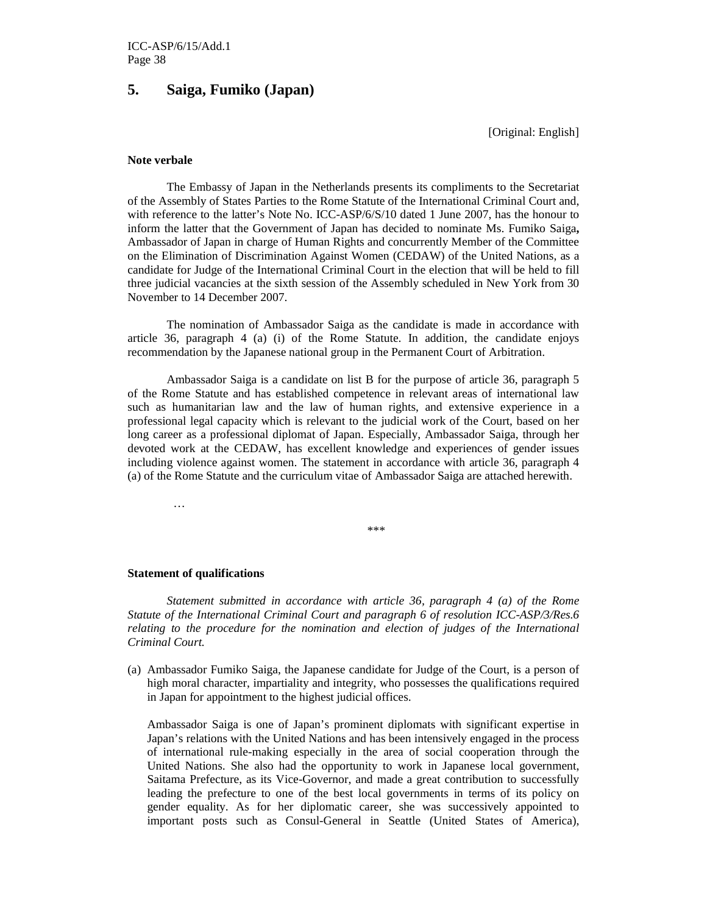## 5. Saiga, Fumiko (Japan)

[Original: English]

**Note verbale**

The Embassy of Japan in the Netherlands presents its compliments to the Secretariat of the Assembly of States Parties to the Rome Statute of the International Criminal Court and, with reference to the latter's Note No. ICC-ASP/6/S/10 dated 1 June 2007, has the honour to inform the latter that the Government of Japan has decided to nominate Ms. Fumiko Saiga**,** Ambassador of Japan in charge of Human Rights and concurrently Member of the Committee on the Elimination of Discrimination Against Women (CEDAW) of the United Nations, as a candidate for Judge of the International Criminal Court in the election that will be held to fill three judicial vacancies at the sixth session of the Assembly scheduled in New York from 30 November to 14 December 2007.

The nomination of Ambassador Saiga as the candidate is made in accordance with article 36, paragraph 4 (a) (i) of the Rome Statute. In addition, the candidate enjoys recommendation by the Japanese national group in the Permanent Court of Arbitration.

Ambassador Saiga is a candidate on list B for the purpose of article 36, paragraph 5 of the Rome Statute and has established competence in relevant areas of international law such as humanitarian law and the law of human rights, and extensive experience in a professional legal capacity which is relevant to the judicial work of the Court, based on her long career as a professional diplomat of Japan. Especially, Ambassador Saiga, through her devoted work at the CEDAW, has excellent knowledge and experiences of gender issues including violence against women. The statement in accordance with article 36, paragraph 4 (a) of the Rome Statute and the curriculum vitae of Ambassador Saiga are attached herewith.

…

\*\*\*

**Statement of qualifications**

*Statement submitted in accordance with article 36, paragraph 4 (a) of the Rome Statute of the International Criminal Court and paragraph 6 of resolution ICC-ASP/3/Res.6 relating to the procedure for the nomination and election of judges of the International Criminal Court.*

(a) Ambassador Fumiko Saiga, the Japanese candidate for Judge of the Court, is a person of high moral character, impartiality and integrity, who possesses the qualifications required in Japan for appointment to the highest judicial offices.

Ambassador Saiga is one of Japan's prominent diplomats with significant expertise in Japan's relations with the United Nations and has been intensively engaged in the process of international rule-making especially in the area of social cooperation through the United Nations. She also had the opportunity to work in Japanese local government, Saitama Prefecture, as its Vice-Governor, and made a great contribution to successfully leading the prefecture to one of the best local governments in terms of its policy on gender equality. As for her diplomatic career, she was successively appointed to important posts such as Consul-General in Seattle (United States of America),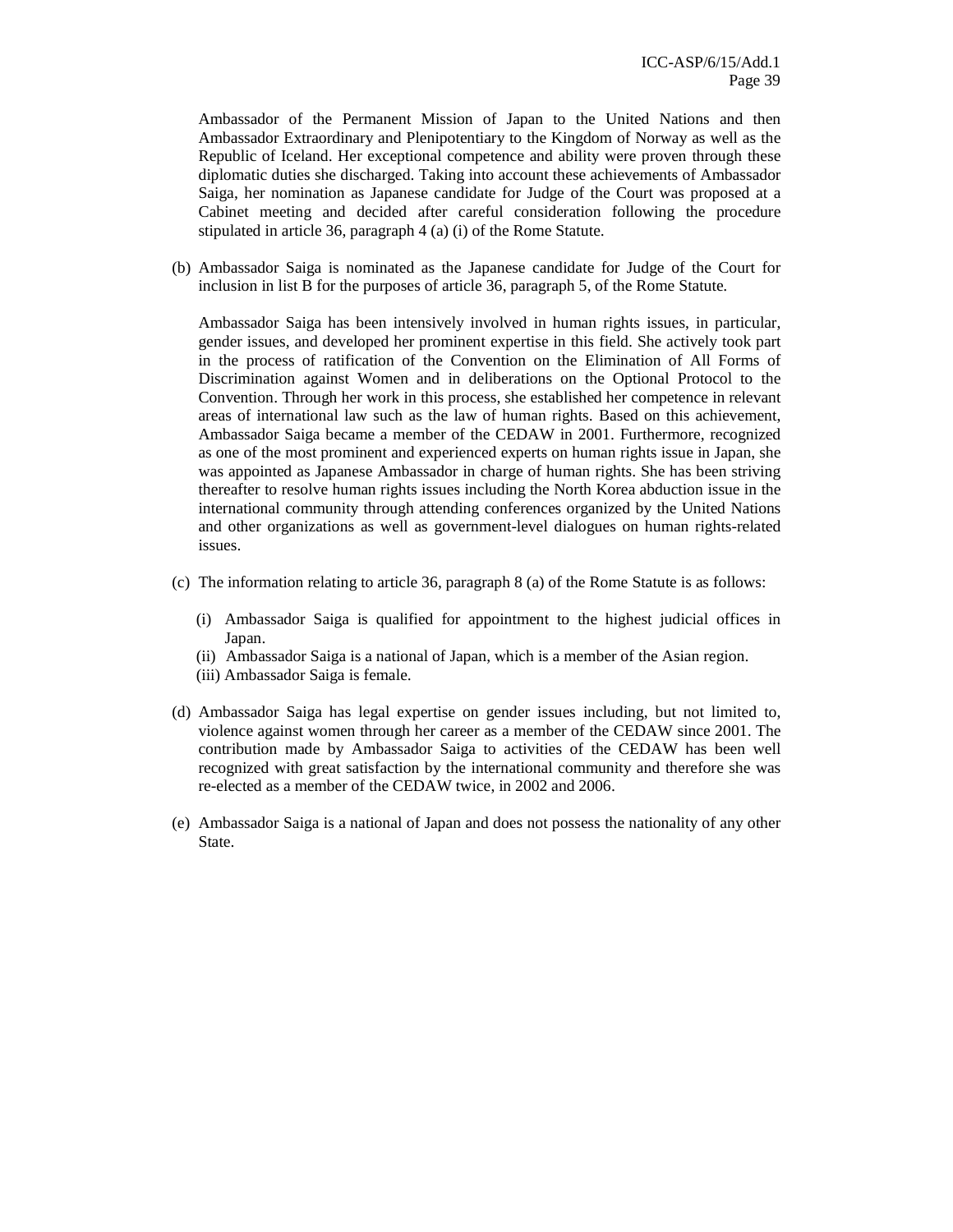Ambassador of the Permanent Mission of Japan to the United Nations and then Ambassador Extraordinary and Plenipotentiary to the Kingdom of Norway as well as the Republic of Iceland. Her exceptional competence and ability were proven through these diplomatic duties she discharged. Taking into account these achievements of Ambassador Saiga, her nomination as Japanese candidate for Judge of the Court was proposed at a Cabinet meeting and decided after careful consideration following the procedure stipulated in article 36, paragraph 4 (a) (i) of the Rome Statute.

(b) Ambassador Saiga is nominated as the Japanese candidate for Judge of the Court for inclusion in list B for the purposes of article 36, paragraph 5, of the Rome Statute.

Ambassador Saiga has been intensively involved in human rights issues, in particular, gender issues, and developed her prominent expertise in this field. She actively took part in the process of ratification of the Convention on the Elimination of All Forms of Discrimination against Women and in deliberations on the Optional Protocol to the Convention. Through her work in this process, she established her competence in relevant areas of international law such as the law of human rights. Based on this achievement, Ambassador Saiga became a member of the CEDAW in 2001. Furthermore, recognized as one of the most prominent and experienced experts on human rights issue in Japan, she was appointed as Japanese Ambassador in charge of human rights. She has been striving thereafter to resolve human rights issues including the North Korea abduction issue in the international community through attending conferences organized by the United Nations and other organizations as well as government-level dialogues on human rights-related issues.

(c) The information relating to article 36, paragraph 8 (a) of the Rome Statute is as follows:

(i) Ambassador Saiga is qualified for appointment to the highest judicial offices in Japan.
(ii) Ambassador Saiga is a national of Japan, which is a member of the Asian region.
(iii) Ambassador Saiga is female.

(d) Ambassador Saiga has legal expertise on gender issues including, but not limited to, violence against women through her career as a member of the CEDAW since 2001. The contribution made by Ambassador Saiga to activities of the CEDAW has been well recognized with great satisfaction by the international community and therefore she was re-elected as a member of the CEDAW twice, in 2002 and 2006.

(e) Ambassador Saiga is a national of Japan and does not possess the nationality of any other State.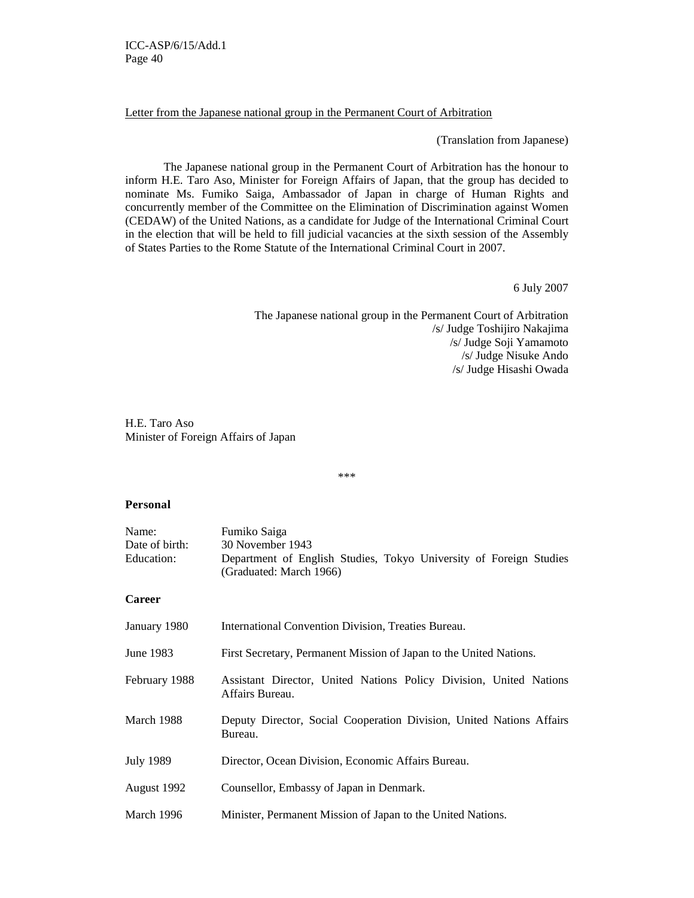Letter from the Japanese national group in the Permanent Court of Arbitration

(Translation from Japanese)

The Japanese national group in the Permanent Court of Arbitration has the honour to inform H.E. Taro Aso, Minister for Foreign Affairs of Japan, that the group has decided to nominate Ms. Fumiko Saiga, Ambassador of Japan in charge of Human Rights and concurrently member of the Committee on the Elimination of Discrimination against Women (CEDAW) of the United Nations, as a candidate for Judge of the International Criminal Court in the election that will be held to fill judicial vacancies at the sixth session of the Assembly of States Parties to the Rome Statute of the International Criminal Court in 2007.

6 July 2007

The Japanese national group in the Permanent Court of Arbitration
/s/ Judge Toshijiro Nakajima
/s/ Judge Soji Yamamoto
/s/ Judge Nisuke Ando
/s/ Judge Hisashi Owada

H.E. Taro Aso
Minister of Foreign Affairs of Japan

\*\*\*

**Personal**

| | |
|---|---|
| Name: | Fumiko Saiga |
| Date of birth: | 30 November 1943 |
| Education: | Department of English Studies, Tokyo University of Foreign Studies (Graduated: March 1966) |

**Career**

| | |
|---|---|
| January 1980 | International Convention Division, Treaties Bureau. |
| June 1983 | First Secretary, Permanent Mission of Japan to the United Nations. |
| February 1988 | Assistant Director, United Nations Policy Division, United Nations Affairs Bureau. |
| March 1988 | Deputy Director, Social Cooperation Division, United Nations Affairs Bureau. |
| July 1989 | Director, Ocean Division, Economic Affairs Bureau. |
| August 1992 | Counsellor, Embassy of Japan in Denmark. |
| March 1996 | Minister, Permanent Mission of Japan to the United Nations. |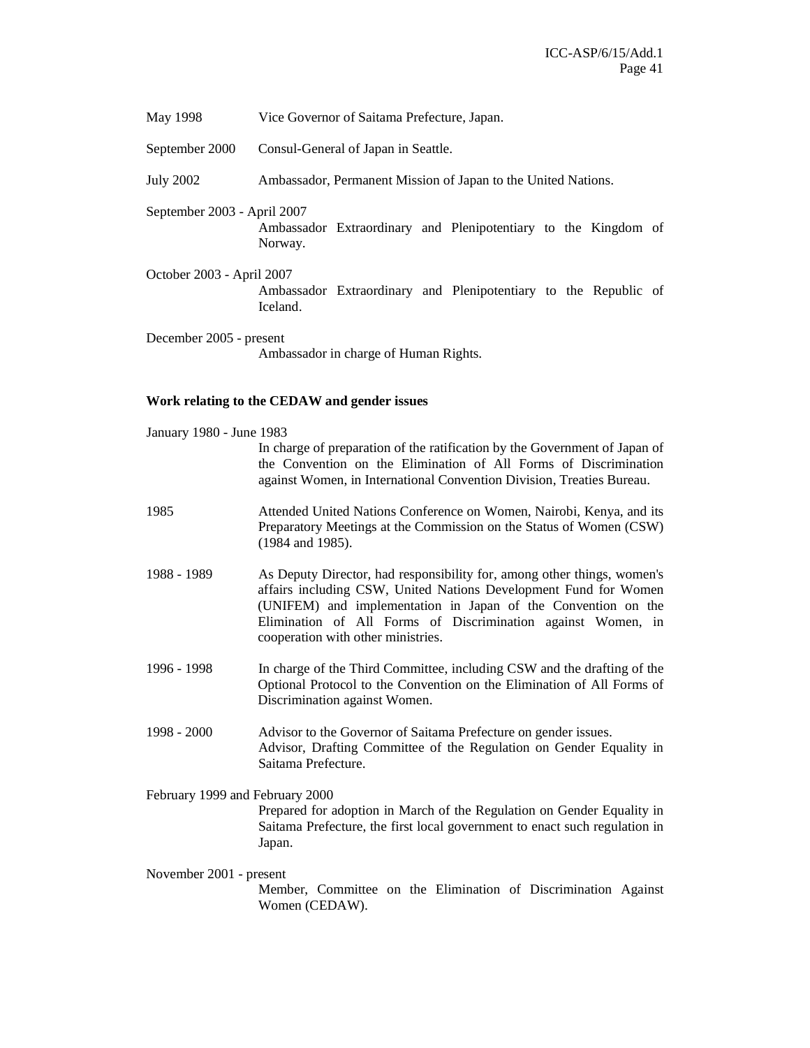May 1998 Vice Governor of Saitama Prefecture, Japan.

September 2000 Consul-General of Japan in Seattle.

July 2002 Ambassador, Permanent Mission of Japan to the United Nations.

September 2003 - April 2007
Ambassador Extraordinary and Plenipotentiary to the Kingdom of Norway.

October 2003 - April 2007
Ambassador Extraordinary and Plenipotentiary to the Republic of Iceland.

December 2005 - present
Ambassador in charge of Human Rights.

**Work relating to the CEDAW and gender issues**

January 1980 - June 1983
In charge of preparation of the ratification by the Government of Japan of the Convention on the Elimination of All Forms of Discrimination against Women, in International Convention Division, Treaties Bureau.

1985 Attended United Nations Conference on Women, Nairobi, Kenya, and its Preparatory Meetings at the Commission on the Status of Women (CSW) (1984 and 1985).

1988 - 1989 As Deputy Director, had responsibility for, among other things, women's affairs including CSW, United Nations Development Fund for Women (UNIFEM) and implementation in Japan of the Convention on the Elimination of All Forms of Discrimination against Women, in cooperation with other ministries.

1996 - 1998 In charge of the Third Committee, including CSW and the drafting of the Optional Protocol to the Convention on the Elimination of All Forms of Discrimination against Women.

1998 - 2000 Advisor to the Governor of Saitama Prefecture on gender issues.
Advisor, Drafting Committee of the Regulation on Gender Equality in Saitama Prefecture.

February 1999 and February 2000
Prepared for adoption in March of the Regulation on Gender Equality in Saitama Prefecture, the first local government to enact such regulation in Japan.

November 2001 - present
Member, Committee on the Elimination of Discrimination Against Women (CEDAW).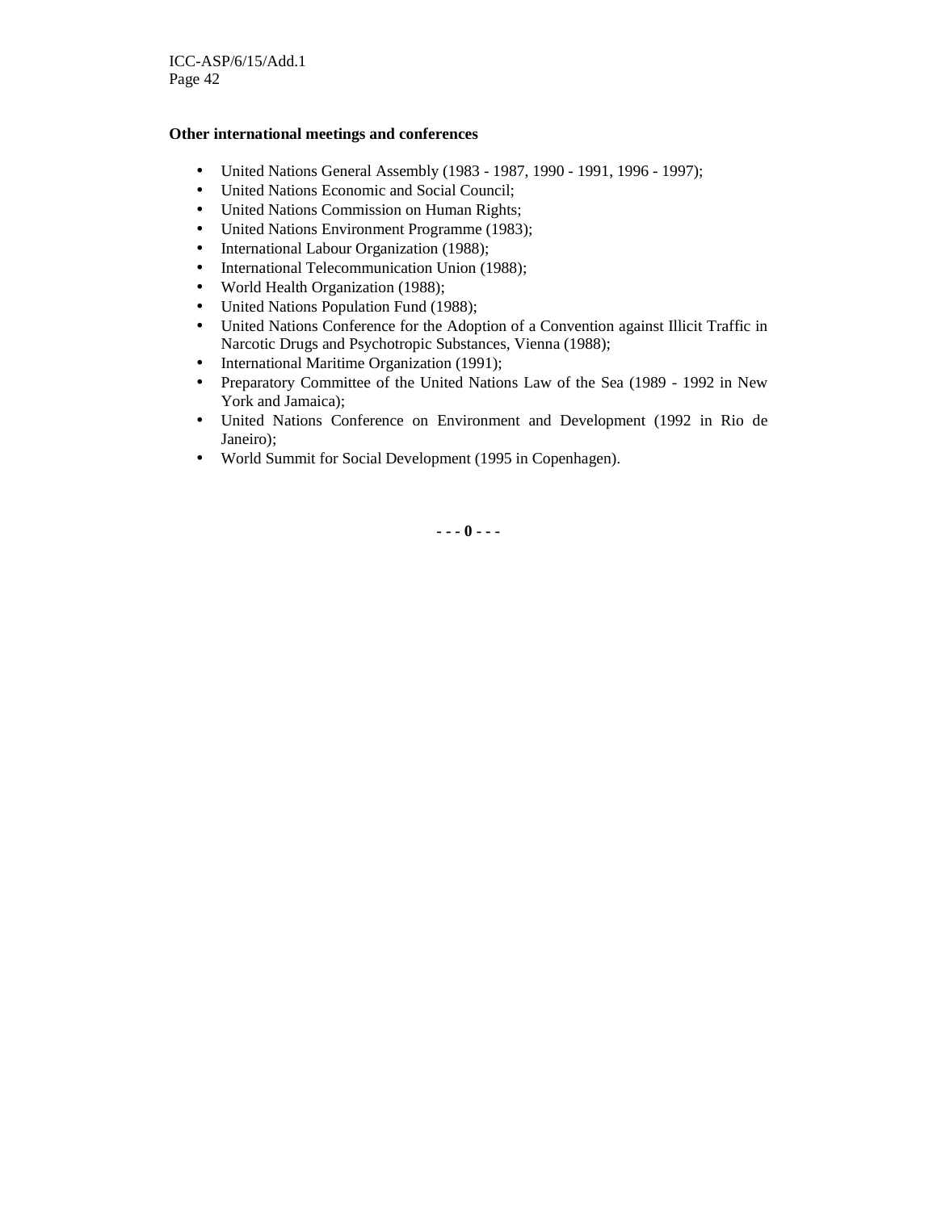**Other international meetings and conferences**

- United Nations General Assembly (1983 - 1987, 1990 - 1991, 1996 - 1997);
- United Nations Economic and Social Council;
- United Nations Commission on Human Rights;
- United Nations Environment Programme (1983);
- International Labour Organization (1988);
- International Telecommunication Union (1988);
- World Health Organization (1988);
- United Nations Population Fund (1988);
- United Nations Conference for the Adoption of a Convention against Illicit Traffic in Narcotic Drugs and Psychotropic Substances, Vienna (1988);
- International Maritime Organization (1991);
- Preparatory Committee of the United Nations Law of the Sea (1989 - 1992 in New York and Jamaica);
- United Nations Conference on Environment and Development (1992 in Rio de Janeiro);
- World Summit for Social Development (1995 in Copenhagen).

**- - - 0 - - -**